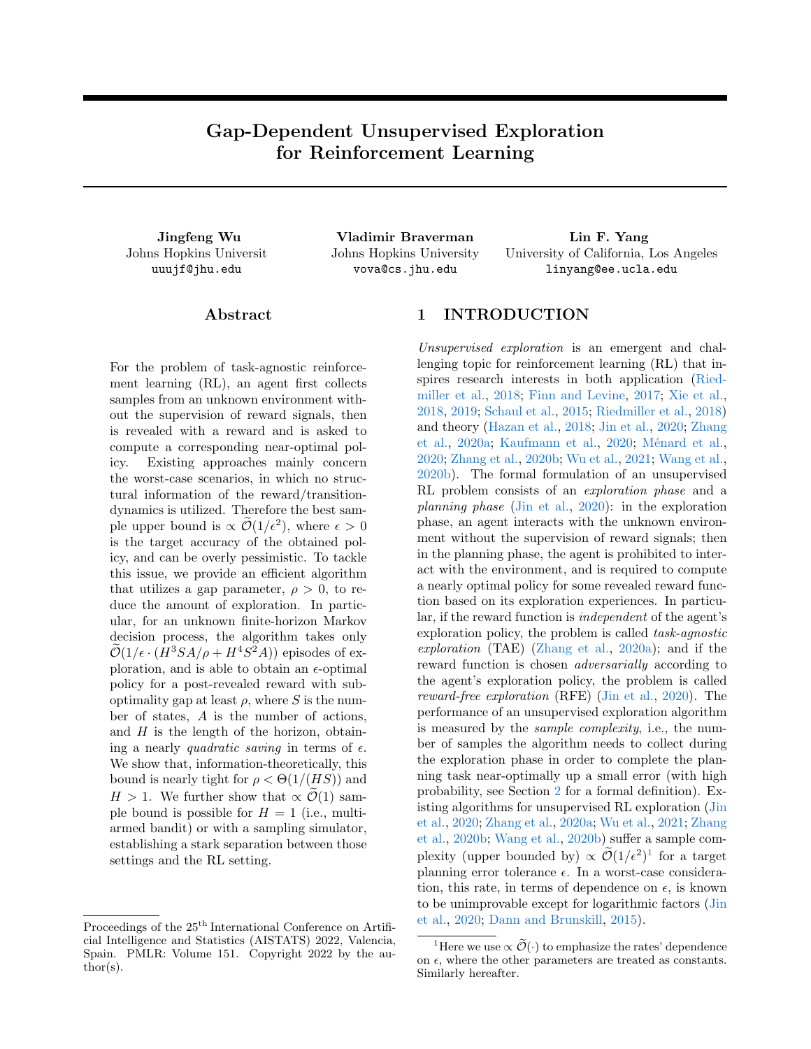# Gap-Dependent Unsupervised Exploration for Reinforcement Learning

**Jingfeng Wu**
Johns Hopkins Universit
uuujf@jhu.edu

**Vladimir Braverman**
Johns Hopkins University
vova@cs.jhu.edu

**Lin F. Yang**
University of California, Los Angeles
linyang@ee.ucla.edu

## Abstract

For the problem of task-agnostic reinforcement learning (RL), an agent first collects samples from an unknown environment without the supervision of reward signals, then is revealed with a reward and is asked to compute a corresponding near-optimal policy. Existing approaches mainly concern the worst-case scenarios, in which no structural information of the reward/transition-dynamics is utilized. Therefore the best sample upper bound is $\propto \widetilde{\mathcal{O}}(1/\epsilon^2)$, where $\epsilon > 0$ is the target accuracy of the obtained policy, and can be overly pessimistic. To tackle this issue, we provide an efficient algorithm that utilizes a gap parameter, $\rho > 0$, to reduce the amount of exploration. In particular, for an unknown finite-horizon Markov decision process, the algorithm takes only $\widetilde{\mathcal{O}}(1/\epsilon \cdot (H^3SA/\rho + H^4S^2A))$ episodes of exploration, and is able to obtain an $\epsilon$-optimal policy for a post-revealed reward with sub-optimality gap at least $\rho$, where $S$ is the number of states, $A$ is the number of actions, and $H$ is the length of the horizon, obtaining a nearly *quadratic saving* in terms of $\epsilon$. We show that, information-theoretically, this bound is nearly tight for $\rho < \Theta(1/(HS))$ and $H > 1$. We further show that $\propto \widetilde{\mathcal{O}}(1)$ sample bound is possible for $H = 1$ (i.e., multi-armed bandit) or with a sampling simulator, establishing a stark separation between those settings and the RL setting.

## 1 INTRODUCTION

*Unsupervised exploration* is an emergent and challenging topic for reinforcement learning (RL) that inspires research interests in both application (Riedmiller et al., 2018; Finn and Levine, 2017; Xie et al., 2018, 2019; Schaul et al., 2015; Riedmiller et al., 2018) and theory (Hazan et al., 2018; Jin et al., 2020; Zhang et al., 2020a; Kaufmann et al., 2020; Ménard et al., 2020; Zhang et al., 2020b; Wu et al., 2021; Wang et al., 2020b). The formal formulation of an unsupervised RL problem consists of an *exploration phase* and a *planning phase* (Jin et al., 2020): in the exploration phase, an agent interacts with the unknown environment without the supervision of reward signals; then in the planning phase, the agent is prohibited to interact with the environment, and is required to compute a nearly optimal policy for some revealed reward function based on its exploration experiences. In particular, if the reward function is *independent* of the agent's exploration policy, the problem is called *task-agnostic exploration* (TAE) (Zhang et al., 2020a); and if the reward function is chosen *adversarially* according to the agent's exploration policy, the problem is called *reward-free exploration* (RFE) (Jin et al., 2020). The performance of an unsupervised exploration algorithm is measured by the *sample complexity*, i.e., the number of samples the algorithm needs to collect during the exploration phase in order to complete the planning task near-optimally up a small error (with high probability, see Section 2 for a formal definition). Existing algorithms for unsupervised RL exploration (Jin et al., 2020; Zhang et al., 2020a; Wu et al., 2021; Zhang et al., 2020b; Wang et al., 2020b) suffer a sample complexity (upper bounded by) $\propto \widetilde{\mathcal{O}}(1/\epsilon^2)$[1] for a target planning error tolerance $\epsilon$. In a worst-case consideration, this rate, in terms of dependence on $\epsilon$, is known to be unimprovable except for logarithmic factors (Jin et al., 2020; Dann and Brunskill, 2015).

[1] Here we use $\propto \widetilde{\mathcal{O}}(\cdot)$ to emphasize the rates' dependence on $\epsilon$, where the other parameters are treated as constants. Similarly hereafter.

Proceedings of the 25[th] International Conference on Artificial Intelligence and Statistics (AISTATS) 2022, Valencia, Spain. PMLR: Volume 151. Copyright 2022 by the author(s).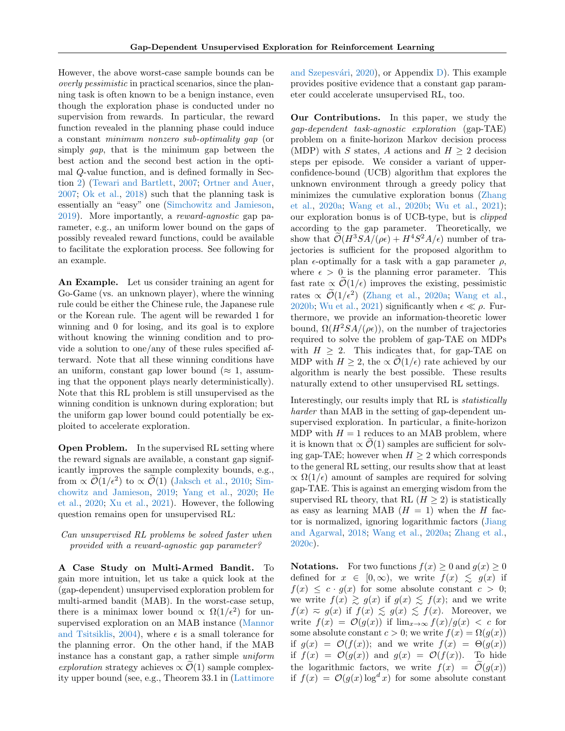However, the above worst-case sample bounds can be *overly pessimistic* in practical scenarios, since the planning task is often known to be a benign instance, even though the exploration phase is conducted under no supervision from rewards. In particular, the reward function revealed in the planning phase could induce a constant *minimum nonzero sub-optimality gap* (or simply *gap*, that is the minimum gap between the best action and the second best action in the optimal $Q$-value function, and is defined formally in Section 2) (Tewari and Bartlett, 2007; Ortner and Auer, 2007; Ok et al., 2018) such that the planning task is essentially an "easy" one (Simchowitz and Jamieson, 2019). More importantly, a *reward-agnostic* gap parameter, e.g., an uniform lower bound on the gaps of possibly revealed reward functions, could be available to facilitate the exploration process. See following for an example.

**An Example.** Let us consider training an agent for Go-Game (vs. an unknown player), where the winning rule could be either the Chinese rule, the Japanese rule or the Korean rule. The agent will be rewarded 1 for winning and 0 for losing, and its goal is to explore without knowing the winning condition and to provide a solution to one/any of these rules specified afterward. Note that all these winning conditions have an uniform, constant gap lower bound ($\approx 1$, assuming that the opponent plays nearly deterministically). Note that this RL problem is still unsupervised as the winning condition is unknown during exploration; but the uniform gap lower bound could potentially be exploited to accelerate exploration.

**Open Problem.** In the supervised RL setting where the reward signals are available, a constant gap significantly improves the sample complexity bounds, e.g., from $\propto \widetilde{\mathcal{O}}(1/\epsilon^2)$ to $\propto \widetilde{\mathcal{O}}(1)$ (Jaksch et al., 2010; Simchowitz and Jamieson, 2019; Yang et al., 2020; He et al., 2020; Xu et al., 2021). However, the following question remains open for unsupervised RL:

*Can unsupervised RL problems be solved faster when provided with a reward-agnostic gap parameter?*

**A Case Study on Multi-Armed Bandit.** To gain more intuition, let us take a quick look at the (gap-dependent) unsupervised exploration problem for multi-armed bandit (MAB). In the worst-case setup, there is a minimax lower bound $\propto \Omega(1/\epsilon^2)$ for unsupervised exploration on an MAB instance (Mannor and Tsitsiklis, 2004), where $\epsilon$ is a small tolerance for the planning error. On the other hand, if the MAB instance has a constant gap, a rather simple *uniform exploration* strategy achieves $\propto \widetilde{\mathcal{O}}(1)$ sample complexity upper bound (see, e.g., Theorem 33.1 in (Lattimore and Szepesvári, 2020), or Appendix D). This example provides positive evidence that a constant gap parameter could accelerate unsupervised RL, too.

**Our Contributions.** In this paper, we study the *gap-dependent task-agnostic exploration* (gap-TAE) problem on a finite-horizon Markov decision process (MDP) with $S$ states, $A$ actions and $H \geq 2$ decision steps per episode. We consider a variant of upper-confidence-bound (UCB) algorithm that explores the unknown environment through a greedy policy that minimizes the cumulative exploration bonus (Zhang et al., 2020a; Wang et al., 2020b; Wu et al., 2021); our exploration bonus is of UCB-type, but is *clipped* according to the gap parameter. Theoretically, we show that $\widetilde{\mathcal{O}}(H^3SA/(\rho\epsilon) + H^4S^2A/\epsilon)$ number of trajectories is sufficient for the proposed algorithm to plan $\epsilon$-optimally for a task with a gap parameter $\rho$, where $\epsilon > 0$ is the planning error parameter. This fast rate $\propto \widetilde{\mathcal{O}}(1/\epsilon)$ improves the existing, pessimistic rates $\propto \widetilde{\mathcal{O}}(1/\epsilon^2)$ (Zhang et al., 2020a; Wang et al., 2020b; Wu et al., 2021) significantly when $\epsilon \ll \rho$. Furthermore, we provide an information-theoretic lower bound, $\Omega(H^2SA/(\rho\epsilon))$, on the number of trajectories required to solve the problem of gap-TAE on MDPs with $H \geq 2$. This indicates that, for gap-TAE on MDP with $H \geq 2$, the $\propto \widetilde{\mathcal{O}}(1/\epsilon)$ rate achieved by our algorithm is nearly the best possible. These results naturally extend to other unsupervised RL settings.

Interestingly, our results imply that RL is *statistically harder* than MAB in the setting of gap-dependent unsupervised exploration. In particular, a finite-horizon MDP with $H = 1$ reduces to an MAB problem, where it is known that $\propto \widetilde{\mathcal{O}}(1)$ samples are sufficient for solving gap-TAE; however when $H \geq 2$ which corresponds to the general RL setting, our results show that at least $\propto \Omega(1/\epsilon)$ amount of samples are required for solving gap-TAE. This is against an emerging wisdom from the supervised RL theory, that RL ($H \geq 2$) is statistically as easy as learning MAB ($H = 1$) when the $H$ factor is normalized, ignoring logarithmic factors (Jiang and Agarwal, 2018; Wang et al., 2020a; Zhang et al., 2020c).

**Notations.** For two functions $f(x) \geq 0$ and $g(x) \geq 0$ defined for $x \in [0, \infty)$, we write $f(x) \lesssim g(x)$ if $f(x) \leq c \cdot g(x)$ for some absolute constant $c > 0$; we write $f(x) \gtrsim g(x)$ if $g(x) \lesssim f(x)$; and we write $f(x) \eqsim g(x)$ if $f(x) \lesssim g(x) \lesssim f(x)$. Moreover, we write $f(x) = \mathcal{O}(g(x))$ if $\lim_{x\to\infty} f(x)/g(x) < c$ for some absolute constant $c > 0$; we write $f(x) = \Omega(g(x))$ if $g(x) = \mathcal{O}(f(x))$; and we write $f(x) = \Theta(g(x))$ if $f(x) = \mathcal{O}(g(x))$ and $g(x) = \mathcal{O}(f(x))$. To hide the logarithmic factors, we write $f(x) = \widetilde{\mathcal{O}}(g(x))$ if $f(x) = \mathcal{O}(g(x) \log^d x)$ for some absolute constant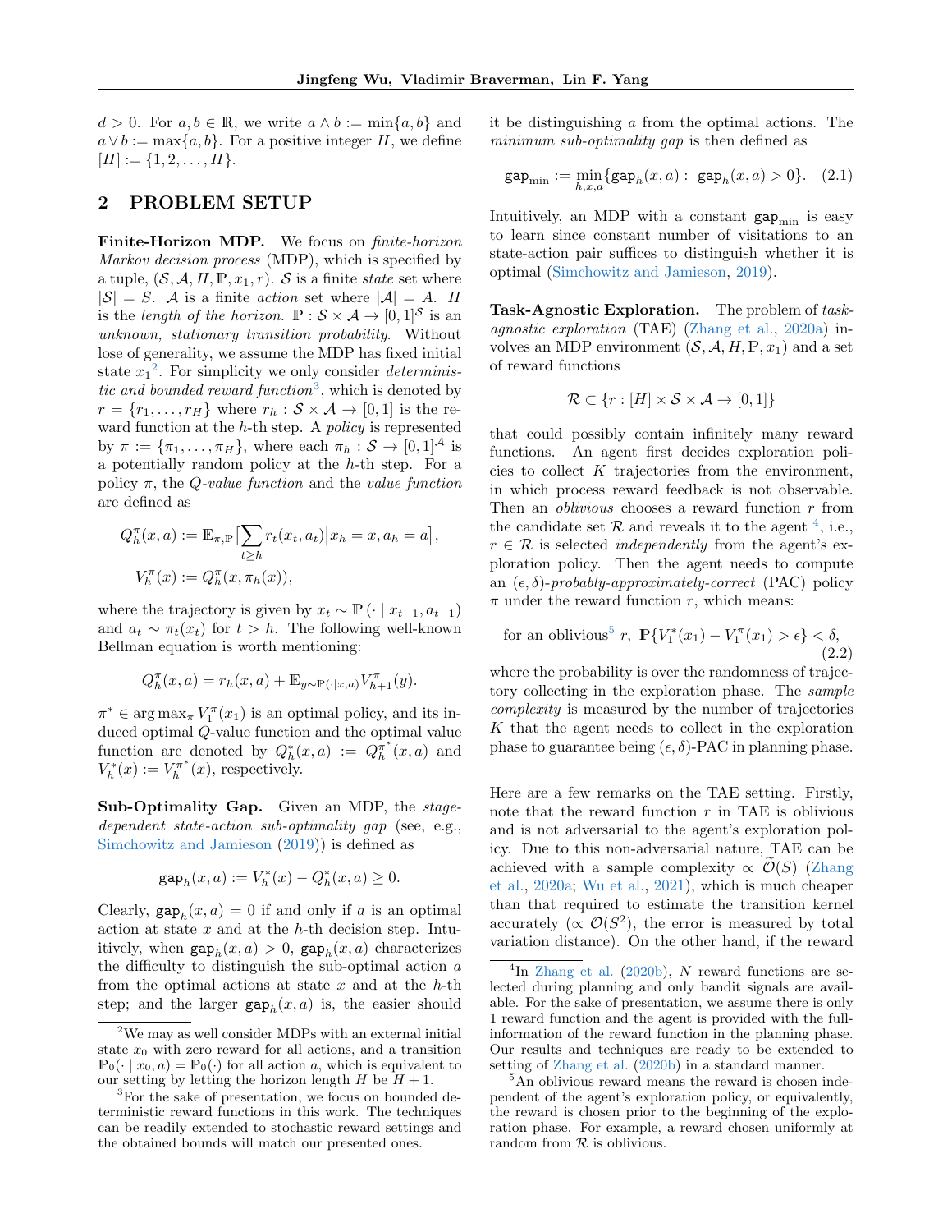$d > 0$. For $a, b \in \mathbb{R}$, we write $a \wedge b := \min\{a, b\}$ and $a \vee b := \max\{a, b\}$. For a positive integer $H$, we define $[H] := \{1, 2, \dots, H\}$.

## 2 PROBLEM SETUP

**Finite-Horizon MDP.** We focus on *finite-horizon Markov decision process* (MDP), which is specified by a tuple, $(\mathcal{S}, \mathcal{A}, H, \mathbb{P}, x_1, r)$. $\mathcal{S}$ is a finite *state* set where $|\mathcal{S}| = S$. $\mathcal{A}$ is a finite *action* set where $|\mathcal{A}| = A$. $H$ is the *length of the horizon*. $\mathbb{P} : \mathcal{S} \times \mathcal{A} \to [0, 1]^{\mathcal{S}}$ is an *unknown, stationary transition probability*. Without lose of generality, we assume the MDP has fixed initial state $x_1$[2]. For simplicity we only consider *deterministic and bounded reward function*[3], which is denoted by $r = \{r_1, \dots, r_H\}$ where $r_h : \mathcal{S} \times \mathcal{A} \to [0, 1]$ is the reward function at the $h$-th step. A *policy* is represented by $\pi := \{\pi_1, \dots, \pi_H\}$, where each $\pi_h : \mathcal{S} \to [0, 1]^{\mathcal{A}}$ is a potentially random policy at the $h$-th step. For a policy $\pi$, the *Q-value function* and the *value function* are defined as

$$
\begin{aligned}
Q_h^{\pi}(x, a) &:= \mathbb{E}_{\pi, \mathbb{P}}\Big[\sum_{t \geq h} r_t(x_t, a_t) \Big| x_h = x, a_h = a\Big], \\
V_h^{\pi}(x) &:= Q_h^{\pi}(x, \pi_h(x)),
\end{aligned}
$$

where the trajectory is given by $x_t \sim \mathbb{P}(\cdot \mid x_{t-1}, a_{t-1})$ and $a_t \sim \pi_t(x_t)$ for $t > h$. The following well-known Bellman equation is worth mentioning:

$$
Q_h^{\pi}(x, a) = r_h(x, a) + \mathbb{E}_{y \sim \mathbb{P}(\cdot|x,a)} V_{h+1}^{\pi}(y).
$$

$\pi^* \in \arg\max_{\pi} V_1^{\pi}(x_1)$ is an optimal policy, and its induced optimal $Q$-value function and the optimal value function are denoted by $Q_h^*(x, a) := Q_h^{\pi^*}(x, a)$ and $V_h^*(x) := V_h^{\pi^*}(x)$, respectively.

**Sub-Optimality Gap.** Given an MDP, the *stage-dependent state-action sub-optimality gap* (see, e.g., Simchowitz and Jamieson (2019)) is defined as

$$
\mathtt{gap}_h(x, a) := V_h^*(x) - Q_h^*(x, a) \geq 0.
$$

Clearly, $\mathtt{gap}_h(x, a) = 0$ if and only if $a$ is an optimal action at state $x$ and at the $h$-th decision step. Intuitively, when $\mathtt{gap}_h(x, a) > 0$, $\mathtt{gap}_h(x, a)$ characterizes the difficulty to distinguish the sub-optimal action $a$ from the optimal actions at state $x$ and at the $h$-th step; and the larger $\mathtt{gap}_h(x, a)$ is, the easier should it be distinguishing $a$ from the optimal actions. The *minimum sub-optimality gap* is then defined as

$$
\mathtt{gap}_{\min} := \min_{h,x,a}\{\mathtt{gap}_h(x, a) : \ \mathtt{gap}_h(x, a) > 0\}. \quad (2.1)
$$

Intuitively, an MDP with a constant $\mathtt{gap}_{\min}$ is easy to learn since constant number of visitations to an state-action pair suffices to distinguish whether it is optimal (Simchowitz and Jamieson, 2019).

**Task-Agnostic Exploration.** The problem of *task-agnostic exploration* (TAE) (Zhang et al., 2020a) involves an MDP environment $(\mathcal{S}, \mathcal{A}, H, \mathbb{P}, x_1)$ and a set of reward functions

$$
\mathcal{R} \subset \{r : [H] \times \mathcal{S} \times \mathcal{A} \to [0, 1]\}
$$

that could possibly contain infinitely many reward functions. An agent first decides exploration policies to collect $K$ trajectories from the environment, in which process reward feedback is not observable. Then an *oblivious* chooses a reward function $r$ from the candidate set $\mathcal{R}$ and reveals it to the agent [4], i.e., $r \in \mathcal{R}$ is selected *independently* from the agent's exploration policy. Then the agent needs to compute an $(\epsilon, \delta)$-*probably-approximately-correct* (PAC) policy $\pi$ under the reward function $r$, which means:

$$
\text{for an oblivious}^5\ r,\ \mathbb{P}\{V_1^*(x_1) - V_1^{\pi}(x_1) > \epsilon\} < \delta, \quad (2.2)
$$

where the probability is over the randomness of trajectory collecting in the exploration phase. The *sample complexity* is measured by the number of trajectories $K$ that the agent needs to collect in the exploration phase to guarantee being $(\epsilon, \delta)$-PAC in planning phase.

Here are a few remarks on the TAE setting. Firstly, note that the reward function $r$ in TAE is oblivious and is not adversarial to the agent's exploration policy. Due to this non-adversarial nature, TAE can be achieved with a sample complexity $\propto \widetilde{\mathcal{O}}(S)$ (Zhang et al., 2020a; Wu et al., 2021), which is much cheaper than that required to estimate the transition kernel accurately ($\propto \mathcal{O}(S^2)$, the error is measured by total variation distance). On the other hand, if the reward

---

[2] We may as well consider MDPs with an external initial state $x_0$ with zero reward for all actions, and a transition $\mathbb{P}_0(\cdot \mid x_0, a) = \mathbb{P}_0(\cdot)$ for all action $a$, which is equivalent to our setting by letting the horizon length $H$ be $H + 1$.

[3] For the sake of presentation, we focus on bounded deterministic reward functions in this work. The techniques can be readily extended to stochastic reward settings and the obtained bounds will match our presented ones.

[4] In Zhang et al. (2020b), $N$ reward functions are selected during planning and only bandit signals are available. For the sake of presentation, we assume there is only 1 reward function and the agent is provided with the full-information of the reward function in the planning phase. Our results and techniques are ready to be extended to setting of Zhang et al. (2020b) in a standard manner.

[5] An oblivious reward means the reward is chosen independent of the agent's exploration policy, or equivalently, the reward is chosen prior to the beginning of the exploration phase. For example, a reward chosen uniformly at random from $\mathcal{R}$ is oblivious.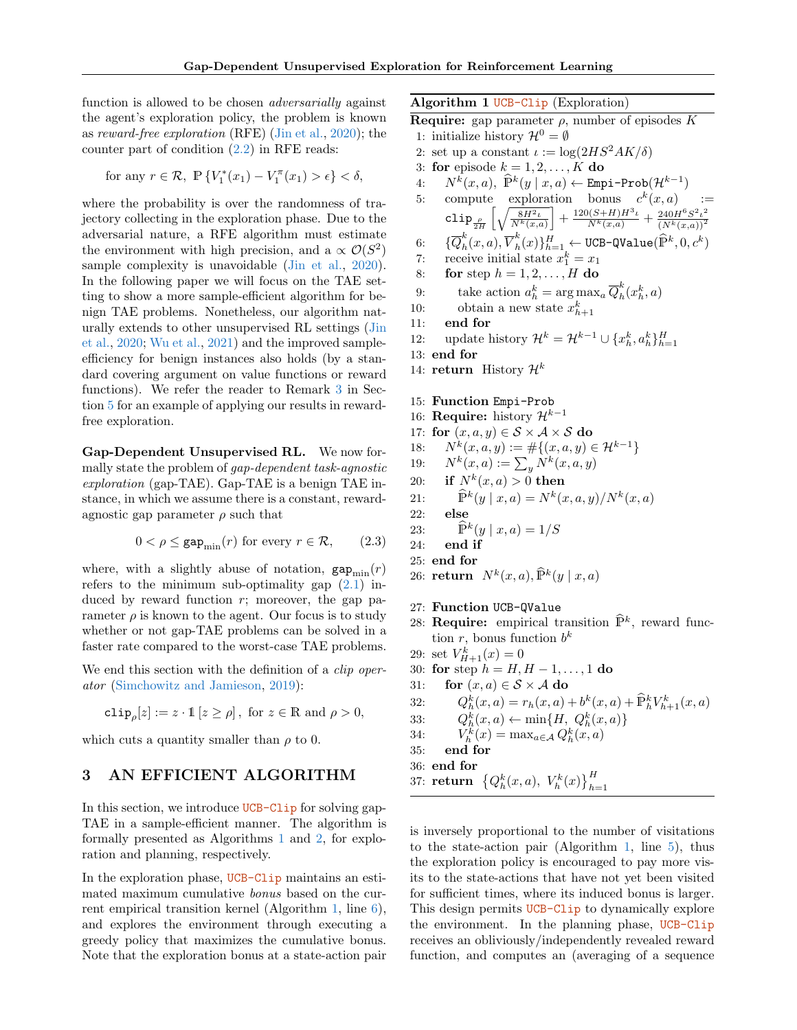function is allowed to be chosen *adversarially* against the agent's exploration policy, the problem is known as *reward-free exploration* (RFE) (Jin et al., 2020); the counter part of condition (2.2) in RFE reads:

$$\text{for any } r \in \mathcal{R},\ \mathbb{P}\left\{V_1^*(x_1) - V_1^\pi(x_1) > \epsilon\right\} < \delta,$$

where the probability is over the randomness of trajectory collecting in the exploration phase. Due to the adversarial nature, a RFE algorithm must estimate the environment with high precision, and a $\propto \mathcal{O}(S^2)$ sample complexity is unavoidable (Jin et al., 2020). In the following paper we will focus on the TAE setting to show a more sample-efficient algorithm for benign TAE problems. Nonetheless, our algorithm naturally extends to other unsupervised RL settings (Jin et al., 2020; Wu et al., 2021) and the improved sample-efficiency for benign instances also holds (by a standard covering argument on value functions or reward functions). We refer the reader to Remark 3 in Section 5 for an example of applying our results in reward-free exploration.

**Gap-Dependent Unsupervised RL.** We now formally state the problem of *gap-dependent task-agnostic exploration* (gap-TAE). Gap-TAE is a benign TAE instance, in which we assume there is a constant, reward-agnostic gap parameter $\rho$ such that

$$0 < \rho \le \mathtt{gap}_{\min}(r) \text{ for every } r \in \mathcal{R}, \tag{2.3}$$

where, with a slightly abuse of notation, $\mathtt{gap}_{\min}(r)$ refers to the minimum sub-optimality gap (2.1) induced by reward function $r$; moreover, the gap parameter $\rho$ is known to the agent. Our focus is to study whether or not gap-TAE problems can be solved in a faster rate compared to the worst-case TAE problems.

We end this section with the definition of a *clip operator* (Simchowitz and Jamieson, 2019):

$$\mathtt{clip}_\rho[z] := z \cdot \mathbb{1}\left[z \ge \rho\right], \text{ for } z \in \mathbb{R} \text{ and } \rho > 0,$$

which cuts a quantity smaller than $\rho$ to 0.

## 3 AN EFFICIENT ALGORITHM

In this section, we introduce UCB-Clip for solving gap-TAE in a sample-efficient manner. The algorithm is formally presented as Algorithms 1 and 2, for exploration and planning, respectively.

In the exploration phase, UCB-Clip maintains an estimated maximum cumulative *bonus* based on the current empirical transition kernel (Algorithm 1, line 6), and explores the environment through executing a greedy policy that maximizes the cumulative bonus. Note that the exploration bonus at a state-action pair is inversely proportional to the number of visitations to the state-action pair (Algorithm 1, line 5), thus the exploration policy is encouraged to pay more visits to the state-actions that have not yet been visited for sufficient times, where its induced bonus is larger. This design permits UCB-Clip to dynamically explore the environment. In the planning phase, UCB-Clip receives an obliviously/independently revealed reward function, and computes an (averaging of a sequence

**Algorithm 1** UCB-Clip (Exploration)

**Require:** gap parameter $\rho$, number of episodes $K$

1: initialize history $\mathcal{H}^0 = \emptyset$
2: set up a constant $\iota := \log(2HS^2AK/\delta)$
3: **for** episode $k = 1, 2, \dots, K$ **do**
4: $\quad N^k(x,a),\ \widehat{\mathbb{P}}^k(y \mid x,a) \leftarrow$ Empi-Prob$(\mathcal{H}^{k-1})$
5: $\quad$ compute exploration bonus $c^k(x,a) := \mathtt{clip}_{\frac{\rho}{2H}}\left[\sqrt{\frac{8H^2\iota}{N^k(x,a)}}\right] + \frac{120(S+H)H^3\iota}{N^k(x,a)} + \frac{240H^6S^2\iota^2}{(N^k(x,a))^2}$
6: $\quad \{\overline{Q}_h^k(x,a), \overline{V}_h^k(x)\}_{h=1}^H \leftarrow$ UCB-QValue$(\widehat{\mathbb{P}}^k, 0, c^k)$
7: $\quad$ receive initial state $x_1^k = x_1$
8: $\quad$ **for** step $h = 1, 2, \dots, H$ **do**
9: $\quad\quad$ take action $a_h^k = \arg\max_a \overline{Q}_h^k(x_h^k, a)$
10: $\quad\quad$ obtain a new state $x_{h+1}^k$
11: $\quad$ **end for**
12: $\quad$ update history $\mathcal{H}^k = \mathcal{H}^{k-1} \cup \{x_h^k, a_h^k\}_{h=1}^H$
13: **end for**
14: **return** History $\mathcal{H}^k$

15: **Function** Empi-Prob
16: **Require:** history $\mathcal{H}^{k-1}$
17: **for** $(x,a,y) \in \mathcal{S} \times \mathcal{A} \times \mathcal{S}$ **do**
18: $\quad N^k(x,a,y) := \#\{(x,a,y) \in \mathcal{H}^{k-1}\}$
19: $\quad N^k(x,a) := \sum_y N^k(x,a,y)$
20: $\quad$ **if** $N^k(x,a) > 0$ **then**
21: $\quad\quad \widehat{\mathbb{P}}^k(y \mid x,a) = N^k(x,a,y)/N^k(x,a)$
22: $\quad$ **else**
23: $\quad\quad \widehat{\mathbb{P}}^k(y \mid x,a) = 1/S$
24: $\quad$ **end if**
25: **end for**
26: **return** $N^k(x,a), \widehat{\mathbb{P}}^k(y \mid x,a)$

27: **Function** UCB-QValue
28: **Require:** empirical transition $\widehat{\mathbb{P}}^k$, reward function $r$, bonus function $b^k$
29: set $V_{H+1}^k(x) = 0$
30: **for** step $h = H, H-1, \dots, 1$ **do**
31: $\quad$ **for** $(x,a) \in \mathcal{S} \times \mathcal{A}$ **do**
32: $\quad\quad Q_h^k(x,a) = r_h(x,a) + b^k(x,a) + \widehat{\mathbb{P}}_h^k V_{h+1}^k(x,a)$
33: $\quad\quad Q_h^k(x,a) \leftarrow \min\{H,\ Q_h^k(x,a)\}$
34: $\quad\quad V_h^k(x) = \max_{a \in \mathcal{A}} Q_h^k(x,a)$
35: $\quad$ **end for**
36: **end for**
37: **return** $\left\{Q_h^k(x,a),\ V_h^k(x)\right\}_{h=1}^H$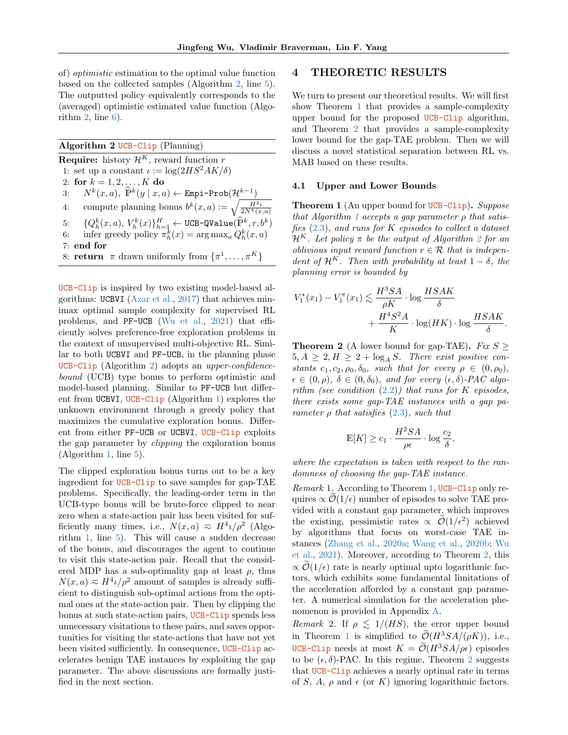of) *optimistic* estimation to the optimal value function based on the collected samples (Algorithm 2, line 5). The outputted policy equivalently corresponds to the (averaged) optimistic estimated value function (Algorithm 2, line 6).

**Algorithm 2** UCB-Clip (Planning)

**Require:** history $\mathcal{H}^K$, reward function $r$

1: set up a constant $\iota := \log(2HS^2AK/\delta)$
2: **for** $k = 1, 2, \dots, K$ **do**
3: $\quad N^k(x,a),\ \widehat{\mathbb{P}}^k(y \mid x,a) \leftarrow$ `Empi-Prob`$(\mathcal{H}^{k-1})$
4: $\quad$ compute planning bonus $b^k(x,a) := \sqrt{\frac{H^2\iota}{2N^k(x,a)}}$
5: $\quad \{Q_h^k(x,a),\ V_h^k(x)\}_{h=1}^H \leftarrow$ `UCB-QValue`$(\widehat{\mathbb{P}}^k, r, b^k)$
6: $\quad$ infer greedy policy $\pi_h^k(x) = \arg\max_a Q_h^k(x,a)$
7: **end for**
8: **return** $\pi$ drawn uniformly from $\{\pi^1, \dots, \pi^K\}$

UCB-Clip is inspired by two existing model-based algorithms: UCBVI (Azar et al., 2017) that achieves minimax optimal sample complexity for supervised RL problems, and PF-UCB (Wu et al., 2021) that efficiently solves preference-free exploration problems in the context of unsupervised multi-objective RL. Similar to both UCBVI and PF-UCB, in the planning phase UCB-Clip (Algorithm 2) adopts an *upper-confidence-bound* (UCB) type bonus to perform optimistic and model-based planning. Similar to PF-UCB but different from UCBVI, UCB-Clip (Algorithm 1) explores the unknown environment through a greedy policy that maximizes the cumulative exploration bonus. Different from either PF-UCB or UCBVI, UCB-Clip exploits the gap parameter by *clipping* the exploration bonus (Algorithm 1, line 5).

The clipped exploration bonus turns out to be a key ingredient for UCB-Clip to save samples for gap-TAE problems. Specifically, the leading-order term in the UCB-type bonus will be brute-force clipped to near zero when a state-action pair has been visited for sufficiently many times, i.e., $N(x,a) \eqsim H^4\iota/\rho^2$ (Algorithm 1, line 5). This will cause a sudden decrease of the bonus, and discourages the agent to continue to visit this state-action pair. Recall that the considered MDP has a sub-optimality gap at least $\rho$, thus $N(x,a) \eqsim H^4\iota/\rho^2$ amount of samples is already sufficient to distinguish sub-optimal actions from the optimal ones at the state-action pair. Then by clipping the bonus at such state-action pairs, UCB-Clip spends less unnecessary visitations to these pairs, and saves opportunities for visiting the state-actions that have not yet been visited sufficiently. In consequence, UCB-Clip accelerates benign TAE instances by exploiting the gap parameter. The above discussions are formally justified in the next section.

# 4 THEORETIC RESULTS

We turn to present our theoretical results. We will first show Theorem 1 that provides a sample-complexity upper bound for the proposed UCB-Clip algorithm, and Theorem 2 that provides a sample-complexity lower bound for the gap-TAE problem. Then we will discuss a novel statistical separation between RL vs. MAB based on these results.

## 4.1 Upper and Lower Bounds

**Theorem 1** (An upper bound for UCB-Clip)**.** *Suppose that Algorithm 1 accepts a gap parameter $\rho$ that satisfies (2.3), and runs for $K$ episodes to collect a dataset $\mathcal{H}^K$. Let policy $\pi$ be the output of Algorithm 2 for an oblivious input reward function $r \in \mathcal{R}$ that is independent of $\mathcal{H}^K$. Then with probability at least $1-\delta$, the planning error is bounded by*

$$V_1^*(x_1) - V_1^\pi(x_1) \lesssim \frac{H^3SA}{\rho K} \cdot \log\frac{HSAK}{\delta} + \frac{H^4S^2A}{K} \cdot \log(HK) \cdot \log\frac{HSAK}{\delta}.$$

**Theorem 2** (A lower bound for gap-TAE)**.** *Fix $S \geq 5, A \geq 2, H \geq 2 + \log_A S$. There exist positive constants $c_1, c_2, \rho_0, \delta_0$, such that for every $\rho \in (0, \rho_0)$, $\epsilon \in (0, \rho)$, $\delta \in (0, \delta_0)$, and for every $(\epsilon, \delta)$-PAC algorithm (see condition (2.2)) that runs for $K$ episodes, there exists some gap-TAE instances with a gap parameter $\rho$ that satisfies (2.3), such that*

$$\mathbb{E}[K] \geq c_1 \cdot \frac{H^2SA}{\rho\epsilon} \cdot \log\frac{c_2}{\delta},$$

*where the expectation is taken with respect to the randomness of choosing the gap-TAE instance.*

*Remark* 1. According to Theorem 1, UCB-Clip only requires $\propto \widetilde{\mathcal{O}}(1/\epsilon)$ number of episodes to solve TAE provided with a constant gap parameter, which improves the existing, pessimistic rates $\propto \widetilde{\mathcal{O}}(1/\epsilon^2)$ achieved by algorithms that focus on worst-case TAE instances (Zhang et al., 2020a; Wang et al., 2020b; Wu et al., 2021). Moreover, according to Theorem 2, this $\propto \widetilde{\mathcal{O}}(1/\epsilon)$ rate is nearly optimal upto logarithmic factors, which exhibits some fundamental limitations of the acceleration afforded by a constant gap parameter. A numerical simulation for the acceleration phenomenon is provided in Appendix A.

*Remark* 2. If $\rho \lesssim 1/(HS)$, the error upper bound in Theorem 1 is simplified to $\widetilde{\mathcal{O}}(H^3SA/(\rho K))$, i.e., UCB-Clip needs at most $K = \widetilde{\mathcal{O}}(H^3SA/\rho\epsilon)$ episodes to be $(\epsilon, \delta)$-PAC. In this regime, Theorem 2 suggests that UCB-Clip achieves a nearly optimal rate in terms of $S$, $A$, $\rho$ and $\epsilon$ (or $K$) ignoring logarithmic factors.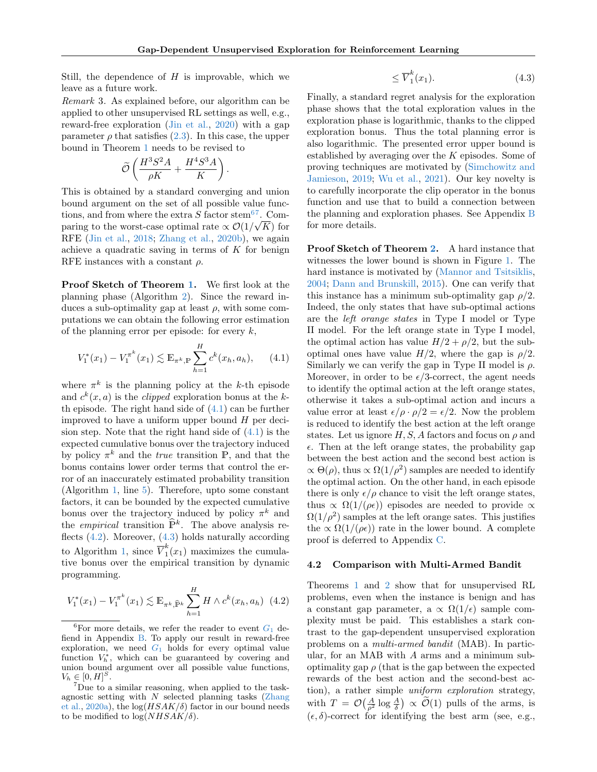Still, the dependence of $H$ is improvable, which we leave as a future work.

*Remark* 3. As explained before, our algorithm can be applied to other unsupervised RL settings as well, e.g., reward-free exploration (Jin et al., 2020) with a gap parameter $\rho$ that satisfies (2.3). In this case, the upper bound in Theorem 1 needs to be revised to

$$\widetilde{\mathcal{O}}\left(\frac{H^3S^2A}{\rho K} + \frac{H^4S^3A}{K}\right).$$

This is obtained by a standard converging and union bound argument on the set of all possible value functions, and from where the extra $S$ factor stem[6][7]. Comparing to the worst-case optimal rate $\propto \mathcal{O}(1/\sqrt{K})$ for RFE (Jin et al., 2018; Zhang et al., 2020b), we again achieve a quadratic saving in terms of $K$ for benign RFE instances with a constant $\rho$.

**Proof Sketch of Theorem 1.** We first look at the planning phase (Algorithm 2). Since the reward induces a sub-optimality gap at least $\rho$, with some computations we can obtain the following error estimation of the planning error per episode: for every $k$,

$$V_1^*(x_1) - V_1^{\pi^k}(x_1) \lesssim \mathbb{E}_{\pi^k,\mathbb{P}} \sum_{h=1}^{H} c^k(x_h, a_h), \tag{4.1}$$

where $\pi^k$ is the planning policy at the $k$-th episode and $c^k(x,a)$ is the *clipped* exploration bonus at the $k$-th episode. The right hand side of (4.1) can be further improved to have a uniform upper bound $H$ per decision step. Note that the right hand side of (4.1) is the expected cumulative bonus over the trajectory induced by policy $\pi^k$ and the *true* transition $\mathbb{P}$, and that the bonus contains lower order terms that control the error of an inaccurately estimated probability transition (Algorithm 1, line 5). Therefore, upto some constant factors, it can be bounded by the expected cumulative bonus over the trajectory induced by policy $\pi^k$ and the *empirical* transition $\widehat{\mathbb{P}}^k$. The above analysis reflects (4.2). Moreover, (4.3) holds naturally according to Algorithm 1, since $\overline{V}_1^k(x_1)$ maximizes the cumulative bonus over the empirical transition by dynamic programming.

$$V_1^*(x_1) - V_1^{\pi^k}(x_1) \lesssim \mathbb{E}_{\pi^k,\widehat{\mathbb{P}}^k} \sum_{h=1}^{H} H \wedge c^k(x_h, a_h) \tag{4.2}$$

$$\leq \overline{V}_1^k(x_1). \tag{4.3}$$

Finally, a standard regret analysis for the exploration phase shows that the total exploration values in the exploration phase is logarithmic, thanks to the clipped exploration bonus. Thus the total planning error is also logarithmic. The presented error upper bound is established by averaging over the $K$ episodes. Some of proving techniques are motivated by (Simchowitz and Jamieson, 2019; Wu et al., 2021). Our key novelty is to carefully incorporate the clip operator in the bonus function and use that to build a connection between the planning and exploration phases. See Appendix B for more details.

**Proof Sketch of Theorem 2.** A hard instance that witnesses the lower bound is shown in Figure 1. The hard instance is motivated by (Mannor and Tsitsiklis, 2004; Dann and Brunskill, 2015). One can verify that this instance has a minimum sub-optimality gap $\rho/2$. Indeed, the only states that have sub-optimal actions are the *left orange states* in Type I model or Type II model. For the left orange state in Type I model, the optimal action has value $H/2 + \rho/2$, but the sub-optimal ones have value $H/2$, where the gap is $\rho/2$. Similarly we can verify the gap in Type II model is $\rho$. Moreover, in order to be $\epsilon/3$-correct, the agent needs to identify the optimal action at the left orange states, otherwise it takes a sub-optimal action and incurs a value error at least $\epsilon/\rho \cdot \rho/2 = \epsilon/2$. Now the problem is reduced to identify the best action at the left orange states. Let us ignore $H, S, A$ factors and focus on $\rho$ and $\epsilon$. Then at the left orange states, the probability gap between the best action and the second best action is $\propto \Theta(\rho)$, thus $\propto \Omega(1/\rho^2)$ samples are needed to identify the optimal action. On the other hand, in each episode there is only $\epsilon/\rho$ chance to visit the left orange states, thus $\propto \Omega(1/(\rho\epsilon))$ episodes are needed to provide $\propto \Omega(1/\rho^2)$ samples at the left orange sates. This justifies the $\propto \Omega(1/(\rho\epsilon))$ rate in the lower bound. A complete proof is deferred to Appendix C.

### 4.2 Comparison with Multi-Armed Bandit

Theorems 1 and 2 show that for unsupervised RL problems, even when the instance is benign and has a constant gap parameter, a $\propto \Omega(1/\epsilon)$ sample complexity must be paid. This establishes a stark contrast to the gap-dependent unsupervised exploration problems on a *multi-armed bandit* (MAB). In particular, for an MAB with $A$ arms and a minimum sub-optimality gap $\rho$ (that is the gap between the expected rewards of the best action and the second-best action), a rather simple *uniform exploration* strategy, with $T = \mathcal{O}\big(\frac{A}{\rho^2}\log\frac{A}{\delta}\big) \propto \widetilde{\mathcal{O}}(1)$ pulls of the arms, is $(\epsilon,\delta)$-correct for identifying the best arm (see, e.g.,

---

[6] For more details, we refer the reader to event $G_1$ defiend in Appendix B. To apply our result in reward-free exploration, we need $G_1$ holds for every optimal value function $V_h^*$, which can be guaranteed by covering and union bound argument over all possible value functions, $V_h \in [0,H]^S$.

[7] Due to a similar reasoning, when applied to the task-agnostic setting with $N$ selected planning tasks (Zhang et al., 2020a), the $\log(HSAK/\delta)$ factor in our bound needs to be modified to $\log(NHSAK/\delta)$.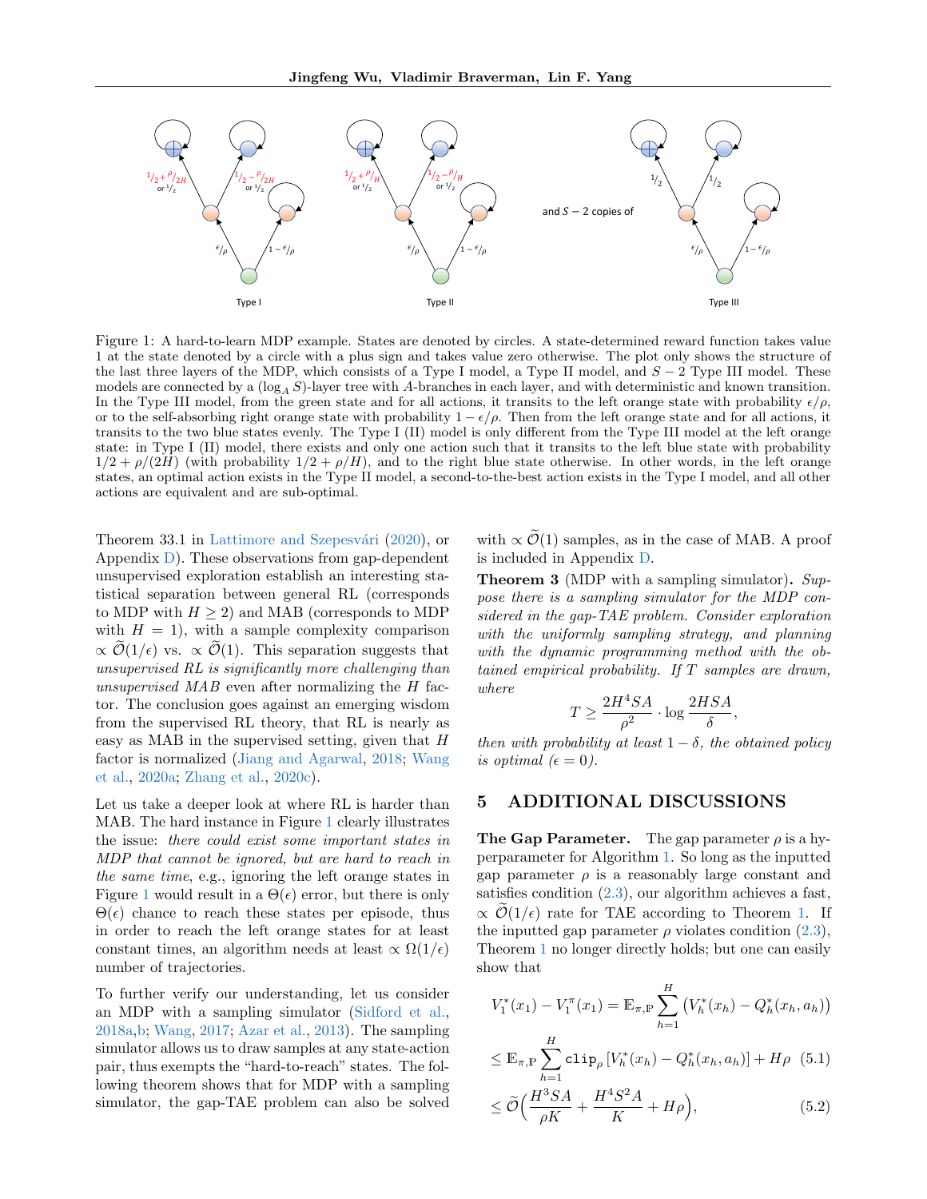Figure 1: A hard-to-learn MDP example. States are denoted by circles. A state-determined reward function takes value 1 at the state denoted by a circle with a plus sign and takes value zero otherwise. The plot only shows the structure of the last three layers of the MDP, which consists of a Type I model, a Type II model, and $S-2$ Type III model. These models are connected by a $(\log_A S)$-layer tree with $A$-branches in each layer, and with deterministic and known transition. In the Type III model, from the green state and for all actions, it transits to the left orange state with probability $\epsilon/\rho$, or to the self-absorbing right orange state with probability $1-\epsilon/\rho$. Then from the left orange state and for all actions, it transits to the two blue states evenly. The Type I (II) model is only different from the Type III model at the left orange state: in Type I (II) model, there exists and only one action such that it transits to the left blue state with probability $1/2 + \rho/(2H)$ (with probability $1/2+\rho/H$), and to the right blue state otherwise. In other words, in the left orange states, an optimal action exists in the Type II model, a second-to-the-best action exists in the Type I model, and all other actions are equivalent and are sub-optimal.

Theorem 33.1 in Lattimore and Szepesvári (2020), or Appendix D). These observations from gap-dependent unsupervised exploration establish an interesting statistical separation between general RL (corresponds to MDP with $H \ge 2$) and MAB (corresponds to MDP with $H=1$), with a sample complexity comparison $\propto \widetilde{\mathcal{O}}(1/\epsilon)$ vs. $\propto \widetilde{\mathcal{O}}(1)$. This separation suggests that *unsupervised RL is significantly more challenging than unsupervised MAB* even after normalizing the $H$ factor. The conclusion goes against an emerging wisdom from the supervised RL theory, that RL is nearly as easy as MAB in the supervised setting, given that $H$ factor is normalized (Jiang and Agarwal, 2018; Wang et al., 2020a; Zhang et al., 2020c).

Let us take a deeper look at where RL is harder than MAB. The hard instance in Figure 1 clearly illustrates the issue: *there could exist some important states in MDP that cannot be ignored, but are hard to reach in the same time*, e.g., ignoring the left orange states in Figure 1 would result in a $\Theta(\epsilon)$ error, but there is only $\Theta(\epsilon)$ chance to reach these states per episode, thus in order to reach the left orange states for at least constant times, an algorithm needs at least $\propto \Omega(1/\epsilon)$ number of trajectories.

To further verify our understanding, let us consider an MDP with a sampling simulator (Sidford et al., 2018a,b; Wang, 2017; Azar et al., 2013). The sampling simulator allows us to draw samples at any state-action pair, thus exempts the "hard-to-reach" states. The following theorem shows that for MDP with a sampling simulator, the gap-TAE problem can also be solved with $\propto \widetilde{\mathcal{O}}(1)$ samples, as in the case of MAB. A proof is included in Appendix D.

**Theorem 3** (MDP with a sampling simulator)**.** *Suppose there is a sampling simulator for the MDP considered in the gap-TAE problem. Consider exploration with the uniformly sampling strategy, and planning with the dynamic programming method with the obtained empirical probability. If $T$ samples are drawn, where*

$$T \ge \frac{2H^4 SA}{\rho^2} \cdot \log \frac{2HSA}{\delta},$$

*then with probability at least $1-\delta$, the obtained policy is optimal ($\epsilon = 0$).*

## 5 ADDITIONAL DISCUSSIONS

**The Gap Parameter.** The gap parameter $\rho$ is a hyperparameter for Algorithm 1. So long as the inputted gap parameter $\rho$ is a reasonably large constant and satisfies condition (2.3), our algorithm achieves a fast, $\propto \widetilde{\mathcal{O}}(1/\epsilon)$ rate for TAE according to Theorem 1. If the inputted gap parameter $\rho$ violates condition (2.3), Theorem 1 no longer directly holds; but one can easily show that

$$V_1^*(x_1) - V_1^\pi(x_1) = \mathbb{E}_{\pi,\mathbb{P}} \sum_{h=1}^{H} \big( V_h^*(x_h) - Q_h^*(x_h, a_h) \big)$$

$$\le \mathbb{E}_{\pi,\mathbb{P}} \sum_{h=1}^{H} \texttt{clip}_\rho \left[ V_h^*(x_h) - Q_h^*(x_h, a_h) \right] + H\rho \quad (5.1)$$

$$\le \widetilde{\mathcal{O}}\Big( \frac{H^3 SA}{\rho K} + \frac{H^4 S^2 A}{K} + H\rho \Big), \quad (5.2)$$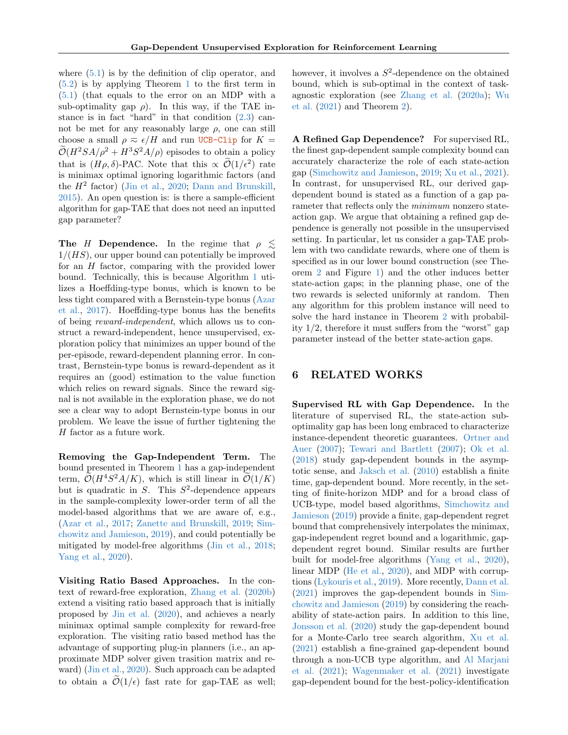where (5.1) is by the definition of clip operator, and (5.2) is by applying Theorem 1 to the first term in (5.1) (that equals to the error on an MDP with a sub-optimality gap $\rho$). In this way, if the TAE instance is in fact "hard" in that condition (2.3) cannot be met for any reasonably large $\rho$, one can still choose a small $\rho \eqsim \epsilon/H$ and run UCB-Clip for $K = \widetilde{\mathcal{O}}(H^2SA/\rho^2 + H^3S^2A/\rho)$ episodes to obtain a policy that is $(H\rho, \delta)$-PAC. Note that this $\propto \widetilde{\mathcal{O}}(1/\epsilon^2)$ rate is minimax optimal ignoring logarithmic factors (and the $H^2$ factor) (Jin et al., 2020; Dann and Brunskill, 2015). An open question is: is there a sample-efficient algorithm for gap-TAE that does not need an inputted gap parameter?

**The $H$ Dependence.** In the regime that $\rho \lesssim 1/(HS)$, our upper bound can potentially be improved for an $H$ factor, comparing with the provided lower bound. Technically, this is because Algorithm 1 utilizes a Hoeffding-type bonus, which is known to be less tight compared with a Bernstein-type bonus (Azar et al., 2017). Hoeffding-type bonus has the benefits of being *reward-independent*, which allows us to construct a reward-independent, hence unsupervised, exploration policy that minimizes an upper bound of the per-episode, reward-dependent planning error. In contrast, Bernstein-type bonus is reward-dependent as it requires an (good) estimation to the value function which relies on reward signals. Since the reward signal is not available in the exploration phase, we do not see a clear way to adopt Bernstein-type bonus in our problem. We leave the issue of further tightening the $H$ factor as a future work.

**Removing the Gap-Independent Term.** The bound presented in Theorem 1 has a gap-independent term, $\widetilde{\mathcal{O}}(H^4S^2A/K)$, which is still linear in $\widetilde{\mathcal{O}}(1/K)$ but is quadratic in $S$. This $S^2$-dependence appears in the sample-complexity lower-order term of all the model-based algorithms that we are aware of, e.g., (Azar et al., 2017; Zanette and Brunskill, 2019; Simchowitz and Jamieson, 2019), and could potentially be mitigated by model-free algorithms (Jin et al., 2018; Yang et al., 2020).

**Visiting Ratio Based Approaches.** In the context of reward-free exploration, Zhang et al. (2020b) extend a visiting ratio based approach that is initially proposed by Jin et al. (2020), and achieves a nearly minimax optimal sample complexity for reward-free exploration. The visiting ratio based method has the advantage of supporting plug-in planners (i.e., an approximate MDP solver given trasition matrix and reward) (Jin et al., 2020). Such approach can be adapted to obtain a $\widetilde{\mathcal{O}}(1/\epsilon)$ fast rate for gap-TAE as well; however, it involves a $S^2$-dependence on the obtained bound, which is sub-optimal in the context of task-agnostic exploration (see Zhang et al. (2020a); Wu et al. (2021) and Theorem 2).

**A Refined Gap Dependence?** For supervised RL, the finest gap-dependent sample complexity bound can accurately characterize the role of each state-action gap (Simchowitz and Jamieson, 2019; Xu et al., 2021). In contrast, for unsupervised RL, our derived gap-dependent bound is stated as a function of a gap parameter that reflects only the *minimum* nonzero state-action gap. We argue that obtaining a refined gap dependence is generally not possible in the unsupervised setting. In particular, let us consider a gap-TAE problem with two candidate rewards, where one of them is specified as in our lower bound construction (see Theorem 2 and Figure 1) and the other induces better state-action gaps; in the planning phase, one of the two rewards is selected uniformly at random. Then any algorithm for this problem instance will need to solve the hard instance in Theorem 2 with probability 1/2, therefore it must suffers from the "worst" gap parameter instead of the better state-action gaps.

## 6 RELATED WORKS

**Supervised RL with Gap Dependence.** In the literature of supervised RL, the state-action sub-optimality gap has been long embraced to characterize instance-dependent theoretic guarantees. Ortner and Auer (2007); Tewari and Bartlett (2007); Ok et al. (2018) study gap-dependent bounds in the asymptotic sense, and Jaksch et al. (2010) establish a finite time, gap-dependent bound. More recently, in the setting of finite-horizon MDP and for a broad class of UCB-type, model based algorithms, Simchowitz and Jamieson (2019) provide a finite, gap-dependent regret bound that comprehensively interpolates the minimax, gap-independent regret bound and a logarithmic, gap-dependent regret bound. Similar results are further built for model-free algorithms (Yang et al., 2020), linear MDP (He et al., 2020), and MDP with corruptions (Lykouris et al., 2019). More recently, Dann et al. (2021) improves the gap-dependent bounds in Simchowitz and Jamieson (2019) by considering the reachability of state-action pairs. In addition to this line, Jonsson et al. (2020) study the gap-dependent bound for a Monte-Carlo tree search algorithm, Xu et al. (2021) establish a fine-grained gap-dependent bound through a non-UCB type algorithm, and Al Marjani et al. (2021); Wagenmaker et al. (2021) investigate gap-dependent bound for the best-policy-identification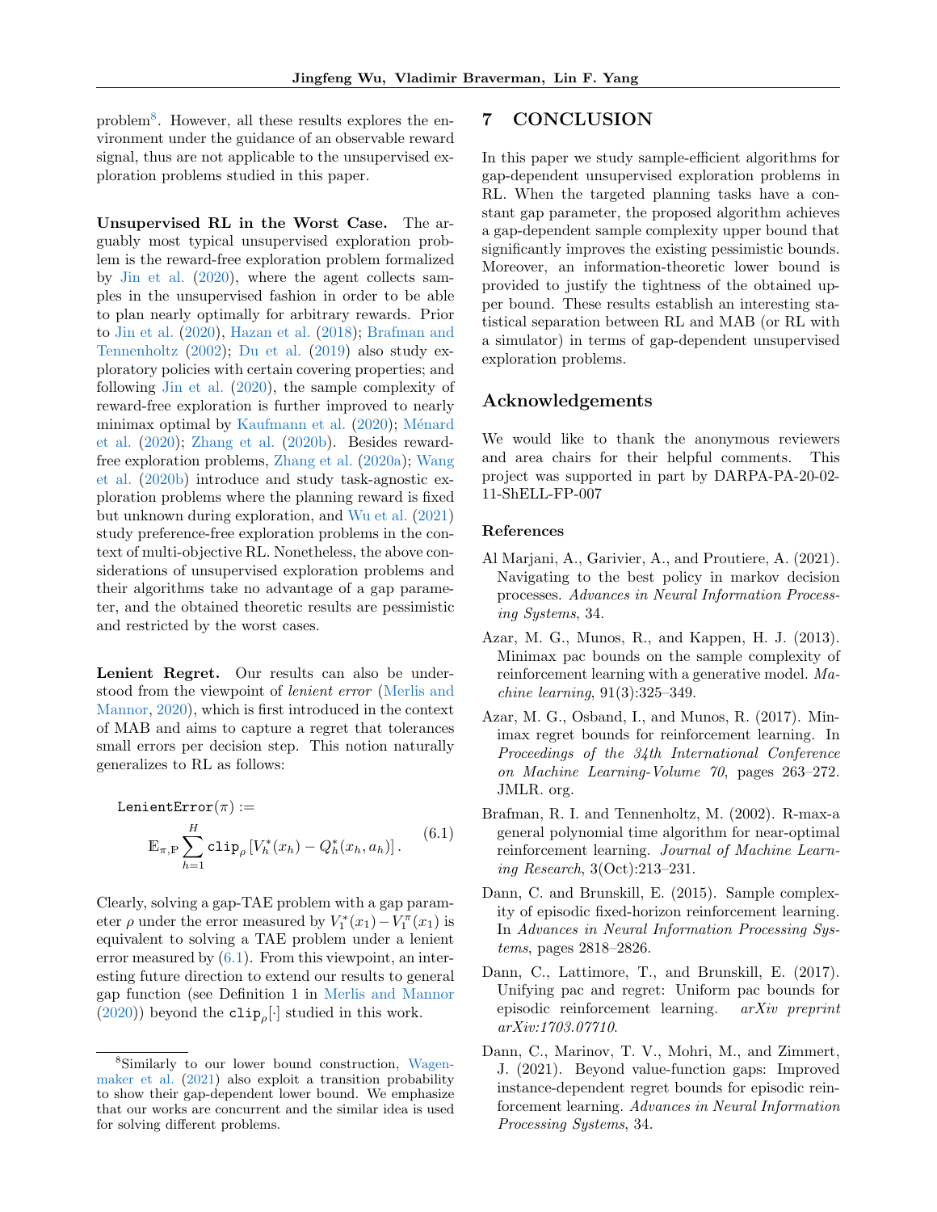problem[8]. However, all these results explores the environment under the guidance of an observable reward signal, thus are not applicable to the unsupervised exploration problems studied in this paper.

**Unsupervised RL in the Worst Case.** The arguably most typical unsupervised exploration problem is the reward-free exploration problem formalized by Jin et al. (2020), where the agent collects samples in the unsupervised fashion in order to be able to plan nearly optimally for arbitrary rewards. Prior to Jin et al. (2020), Hazan et al. (2018); Brafman and Tennenholtz (2002); Du et al. (2019) also study exploratory policies with certain covering properties; and following Jin et al. (2020), the sample complexity of reward-free exploration is further improved to nearly minimax optimal by Kaufmann et al. (2020); Ménard et al. (2020); Zhang et al. (2020b). Besides reward-free exploration problems, Zhang et al. (2020a); Wang et al. (2020b) introduce and study task-agnostic exploration problems where the planning reward is fixed but unknown during exploration, and Wu et al. (2021) study preference-free exploration problems in the context of multi-objective RL. Nonetheless, the above considerations of unsupervised exploration problems and their algorithms take no advantage of a gap parameter, and the obtained theoretic results are pessimistic and restricted by the worst cases.

**Lenient Regret.** Our results can also be understood from the viewpoint of *lenient error* (Merlis and Mannor, 2020), which is first introduced in the context of MAB and aims to capture a regret that tolerances small errors per decision step. This notion naturally generalizes to RL as follows:

$$\texttt{LenientError}(\pi) := \mathbb{E}_{\pi,\mathbb{P}} \sum_{h=1}^{H} \texttt{clip}_\rho \left[ V_h^*(x_h) - Q_h^*(x_h, a_h) \right]. \tag{6.1}$$

Clearly, solving a gap-TAE problem with a gap parameter $\rho$ under the error measured by $V_1^*(x_1) - V_1^\pi(x_1)$ is equivalent to solving a TAE problem under a lenient error measured by (6.1). From this viewpoint, an interesting future direction to extend our results to general gap function (see Definition 1 in Merlis and Mannor (2020)) beyond the $\texttt{clip}_\rho[\cdot]$ studied in this work.

[8]Similarly to our lower bound construction, Wagenmaker et al. (2021) also exploit a transition probability to show their gap-dependent lower bound. We emphasize that our works are concurrent and the similar idea is used for solving different problems.

## 7 CONCLUSION

In this paper we study sample-efficient algorithms for gap-dependent unsupervised exploration problems in RL. When the targeted planning tasks have a constant gap parameter, the proposed algorithm achieves a gap-dependent sample complexity upper bound that significantly improves the existing pessimistic bounds. Moreover, an information-theoretic lower bound is provided to justify the tightness of the obtained upper bound. These results establish an interesting statistical separation between RL and MAB (or RL with a simulator) in terms of gap-dependent unsupervised exploration problems.

## Acknowledgements

We would like to thank the anonymous reviewers and area chairs for their helpful comments. This project was supported in part by DARPA-PA-20-02-11-ShELL-FP-007

### References

Al Marjani, A., Garivier, A., and Proutiere, A. (2021). Navigating to the best policy in markov decision processes. *Advances in Neural Information Processing Systems*, 34.

Azar, M. G., Munos, R., and Kappen, H. J. (2013). Minimax pac bounds on the sample complexity of reinforcement learning with a generative model. *Machine learning*, 91(3):325–349.

Azar, M. G., Osband, I., and Munos, R. (2017). Minimax regret bounds for reinforcement learning. In *Proceedings of the 34th International Conference on Machine Learning-Volume 70*, pages 263–272. JMLR. org.

Brafman, R. I. and Tennenholtz, M. (2002). R-max-a general polynomial time algorithm for near-optimal reinforcement learning. *Journal of Machine Learning Research*, 3(Oct):213–231.

Dann, C. and Brunskill, E. (2015). Sample complexity of episodic fixed-horizon reinforcement learning. In *Advances in Neural Information Processing Systems*, pages 2818–2826.

Dann, C., Lattimore, T., and Brunskill, E. (2017). Unifying pac and regret: Uniform pac bounds for episodic reinforcement learning. *arXiv preprint arXiv:1703.07710*.

Dann, C., Marinov, T. V., Mohri, M., and Zimmert, J. (2021). Beyond value-function gaps: Improved instance-dependent regret bounds for episodic reinforcement learning. *Advances in Neural Information Processing Systems*, 34.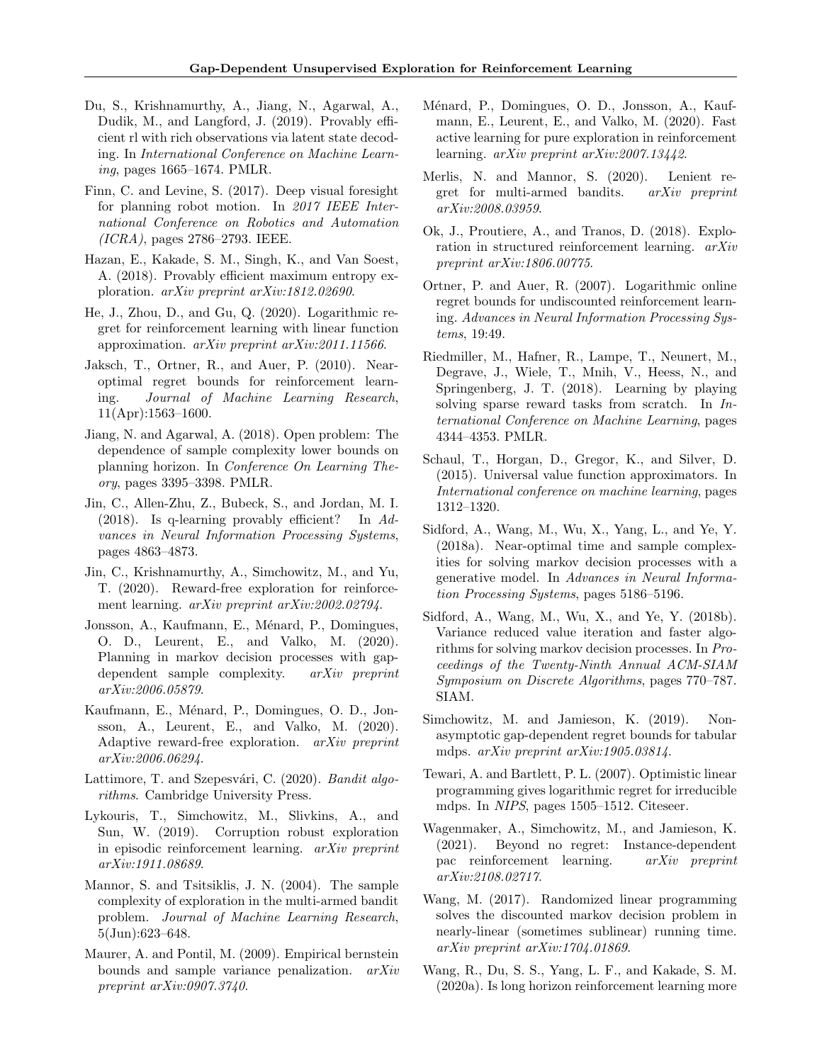Du, S., Krishnamurthy, A., Jiang, N., Agarwal, A., Dudik, M., and Langford, J. (2019). Provably efficient rl with rich observations via latent state decoding. In *International Conference on Machine Learning*, pages 1665–1674. PMLR.

Finn, C. and Levine, S. (2017). Deep visual foresight for planning robot motion. In *2017 IEEE International Conference on Robotics and Automation (ICRA)*, pages 2786–2793. IEEE.

Hazan, E., Kakade, S. M., Singh, K., and Van Soest, A. (2018). Provably efficient maximum entropy exploration. *arXiv preprint arXiv:1812.02690*.

He, J., Zhou, D., and Gu, Q. (2020). Logarithmic regret for reinforcement learning with linear function approximation. *arXiv preprint arXiv:2011.11566*.

Jaksch, T., Ortner, R., and Auer, P. (2010). Near-optimal regret bounds for reinforcement learning. *Journal of Machine Learning Research*, 11(Apr):1563–1600.

Jiang, N. and Agarwal, A. (2018). Open problem: The dependence of sample complexity lower bounds on planning horizon. In *Conference On Learning Theory*, pages 3395–3398. PMLR.

Jin, C., Allen-Zhu, Z., Bubeck, S., and Jordan, M. I. (2018). Is q-learning provably efficient? In *Advances in Neural Information Processing Systems*, pages 4863–4873.

Jin, C., Krishnamurthy, A., Simchowitz, M., and Yu, T. (2020). Reward-free exploration for reinforcement learning. *arXiv preprint arXiv:2002.02794*.

Jonsson, A., Kaufmann, E., Ménard, P., Domingues, O. D., Leurent, E., and Valko, M. (2020). Planning in markov decision processes with gap-dependent sample complexity. *arXiv preprint arXiv:2006.05879*.

Kaufmann, E., Ménard, P., Domingues, O. D., Jonsson, A., Leurent, E., and Valko, M. (2020). Adaptive reward-free exploration. *arXiv preprint arXiv:2006.06294*.

Lattimore, T. and Szepesvári, C. (2020). *Bandit algorithms*. Cambridge University Press.

Lykouris, T., Simchowitz, M., Slivkins, A., and Sun, W. (2019). Corruption robust exploration in episodic reinforcement learning. *arXiv preprint arXiv:1911.08689*.

Mannor, S. and Tsitsiklis, J. N. (2004). The sample complexity of exploration in the multi-armed bandit problem. *Journal of Machine Learning Research*, 5(Jun):623–648.

Maurer, A. and Pontil, M. (2009). Empirical bernstein bounds and sample variance penalization. *arXiv preprint arXiv:0907.3740*.

Ménard, P., Domingues, O. D., Jonsson, A., Kaufmann, E., Leurent, E., and Valko, M. (2020). Fast active learning for pure exploration in reinforcement learning. *arXiv preprint arXiv:2007.13442*.

Merlis, N. and Mannor, S. (2020). Lenient regret for multi-armed bandits. *arXiv preprint arXiv:2008.03959*.

Ok, J., Proutiere, A., and Tranos, D. (2018). Exploration in structured reinforcement learning. *arXiv preprint arXiv:1806.00775*.

Ortner, P. and Auer, R. (2007). Logarithmic online regret bounds for undiscounted reinforcement learning. *Advances in Neural Information Processing Systems*, 19:49.

Riedmiller, M., Hafner, R., Lampe, T., Neunert, M., Degrave, J., Wiele, T., Mnih, V., Heess, N., and Springenberg, J. T. (2018). Learning by playing solving sparse reward tasks from scratch. In *International Conference on Machine Learning*, pages 4344–4353. PMLR.

Schaul, T., Horgan, D., Gregor, K., and Silver, D. (2015). Universal value function approximators. In *International conference on machine learning*, pages 1312–1320.

Sidford, A., Wang, M., Wu, X., Yang, L., and Ye, Y. (2018a). Near-optimal time and sample complexities for solving markov decision processes with a generative model. In *Advances in Neural Information Processing Systems*, pages 5186–5196.

Sidford, A., Wang, M., Wu, X., and Ye, Y. (2018b). Variance reduced value iteration and faster algorithms for solving markov decision processes. In *Proceedings of the Twenty-Ninth Annual ACM-SIAM Symposium on Discrete Algorithms*, pages 770–787. SIAM.

Simchowitz, M. and Jamieson, K. (2019). Non-asymptotic gap-dependent regret bounds for tabular mdps. *arXiv preprint arXiv:1905.03814*.

Tewari, A. and Bartlett, P. L. (2007). Optimistic linear programming gives logarithmic regret for irreducible mdps. In *NIPS*, pages 1505–1512. Citeseer.

Wagenmaker, A., Simchowitz, M., and Jamieson, K. (2021). Beyond no regret: Instance-dependent pac reinforcement learning. *arXiv preprint arXiv:2108.02717*.

Wang, M. (2017). Randomized linear programming solves the discounted markov decision problem in nearly-linear (sometimes sublinear) running time. *arXiv preprint arXiv:1704.01869*.

Wang, R., Du, S. S., Yang, L. F., and Kakade, S. M. (2020a). Is long horizon reinforcement learning more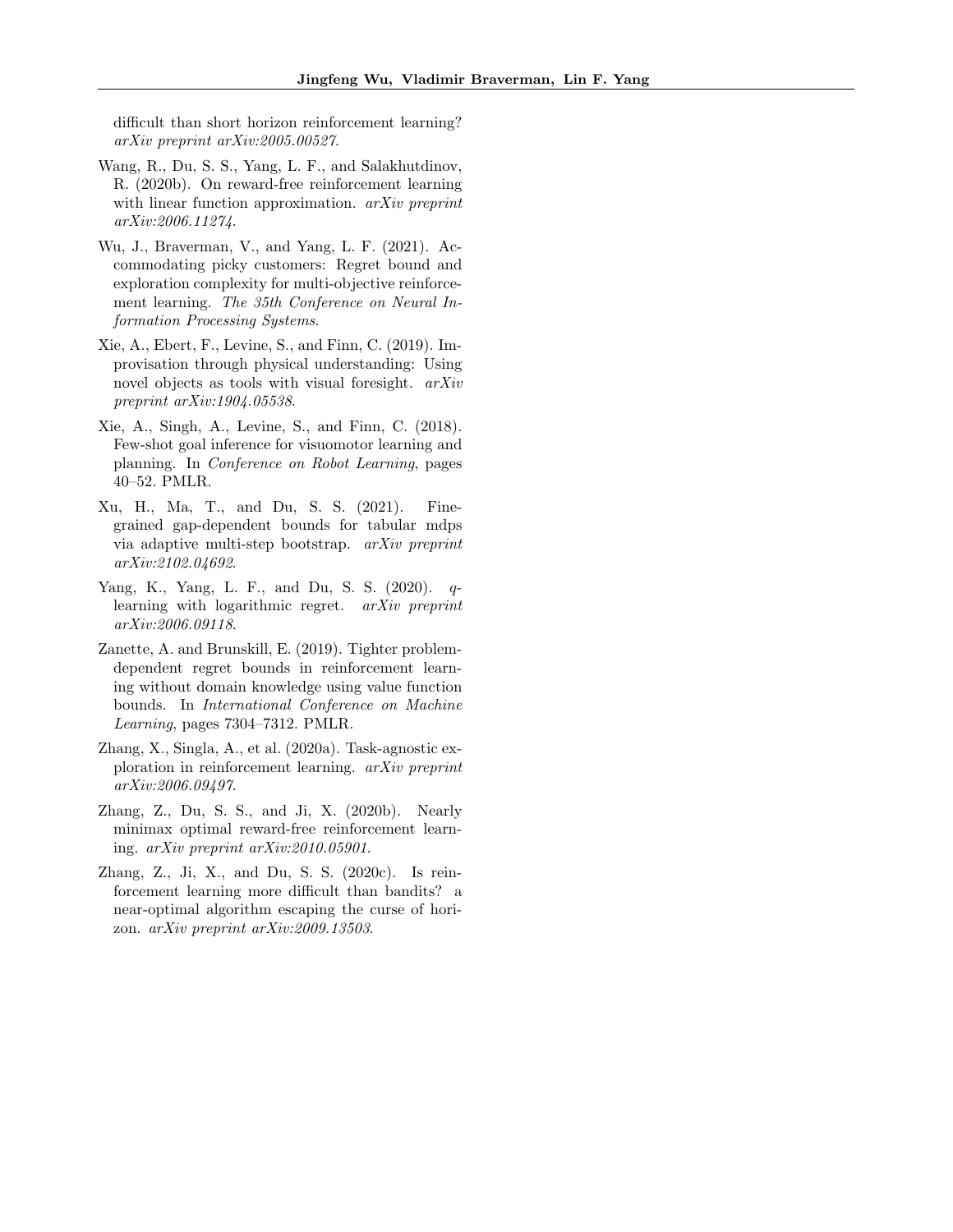difficult than short horizon reinforcement learning? *arXiv preprint arXiv:2005.00527*.

Wang, R., Du, S. S., Yang, L. F., and Salakhutdinov, R. (2020b). On reward-free reinforcement learning with linear function approximation. *arXiv preprint arXiv:2006.11274*.

Wu, J., Braverman, V., and Yang, L. F. (2021). Accommodating picky customers: Regret bound and exploration complexity for multi-objective reinforcement learning. *The 35th Conference on Neural Information Processing Systems*.

Xie, A., Ebert, F., Levine, S., and Finn, C. (2019). Improvisation through physical understanding: Using novel objects as tools with visual foresight. *arXiv preprint arXiv:1904.05538*.

Xie, A., Singh, A., Levine, S., and Finn, C. (2018). Few-shot goal inference for visuomotor learning and planning. In *Conference on Robot Learning*, pages 40–52. PMLR.

Xu, H., Ma, T., and Du, S. S. (2021). Fine-grained gap-dependent bounds for tabular mdps via adaptive multi-step bootstrap. *arXiv preprint arXiv:2102.04692*.

Yang, K., Yang, L. F., and Du, S. S. (2020). *q*-learning with logarithmic regret. *arXiv preprint arXiv:2006.09118*.

Zanette, A. and Brunskill, E. (2019). Tighter problem-dependent regret bounds in reinforcement learning without domain knowledge using value function bounds. In *International Conference on Machine Learning*, pages 7304–7312. PMLR.

Zhang, X., Singla, A., et al. (2020a). Task-agnostic exploration in reinforcement learning. *arXiv preprint arXiv:2006.09497*.

Zhang, Z., Du, S. S., and Ji, X. (2020b). Nearly minimax optimal reward-free reinforcement learning. *arXiv preprint arXiv:2010.05901*.

Zhang, Z., Ji, X., and Du, S. S. (2020c). Is reinforcement learning more difficult than bandits? a near-optimal algorithm escaping the curse of horizon. *arXiv preprint arXiv:2009.13503*.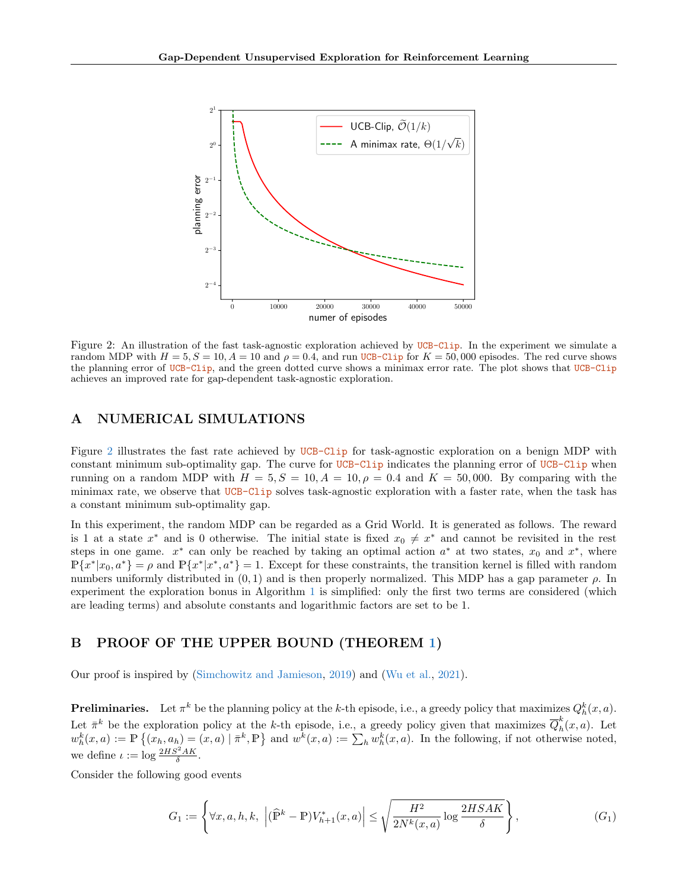Figure 2: An illustration of the fast task-agnostic exploration achieved by UCB-Clip. In the experiment we simulate a random MDP with $H = 5, S = 10, A = 10$ and $\rho = 0.4$, and run UCB-Clip for $K = 50,000$ episodes. The red curve shows the planning error of UCB-Clip, and the green dotted curve shows a minimax error rate. The plot shows that UCB-Clip achieves an improved rate for gap-dependent task-agnostic exploration.

## A NUMERICAL SIMULATIONS

Figure 2 illustrates the fast rate achieved by UCB-Clip for task-agnostic exploration on a benign MDP with constant minimum sub-optimality gap. The curve for UCB-Clip indicates the planning error of UCB-Clip when running on a random MDP with $H = 5, S = 10, A = 10, \rho = 0.4$ and $K = 50,000$. By comparing with the minimax rate, we observe that UCB-Clip solves task-agnostic exploration with a faster rate, when the task has a constant minimum sub-optimality gap.

In this experiment, the random MDP can be regarded as a Grid World. It is generated as follows. The reward is 1 at a state $x^*$ and is 0 otherwise. The initial state is fixed $x_0 \neq x^*$ and cannot be revisited in the rest steps in one game. $x^*$ can only be reached by taking an optimal action $a^*$ at two states, $x_0$ and $x^*$, where $\mathbb{P}\{x^*|x_0, a^*\} = \rho$ and $\mathbb{P}\{x^*|x^*, a^*\} = 1$. Except for these constraints, the transition kernel is filled with random numbers uniformly distributed in $(0, 1)$ and is then properly normalized. This MDP has a gap parameter $\rho$. In experiment the exploration bonus in Algorithm 1 is simplified: only the first two terms are considered (which are leading terms) and absolute constants and logarithmic factors are set to be 1.

## B PROOF OF THE UPPER BOUND (THEOREM 1)

Our proof is inspired by (Simchowitz and Jamieson, 2019) and (Wu et al., 2021).

**Preliminaries.** Let $\pi^k$ be the planning policy at the $k$-th episode, i.e., a greedy policy that maximizes $Q_h^k(x, a)$. Let $\bar{\pi}^k$ be the exploration policy at the $k$-th episode, i.e., a greedy policy given that maximizes $\overline{Q}_h^k(x, a)$. Let $w_h^k(x, a) := \mathbb{P}\left\{(x_h, a_h) = (x, a) \mid \bar{\pi}^k, \mathbb{P}\right\}$ and $w^k(x, a) := \sum_h w_h^k(x, a)$. In the following, if not otherwise noted, we define $\iota := \log \frac{2HS^2AK}{\delta}$.

Consider the following good events

$$G_1 := \left\{\forall x, a, h, k, \ \left|(\widehat{\mathbb{P}}^k - \mathbb{P})V_{h+1}^*(x, a)\right| \le \sqrt{\frac{H^2}{2N^k(x, a)} \log \frac{2HSAK}{\delta}}\right\}, \tag{$G_1$}$$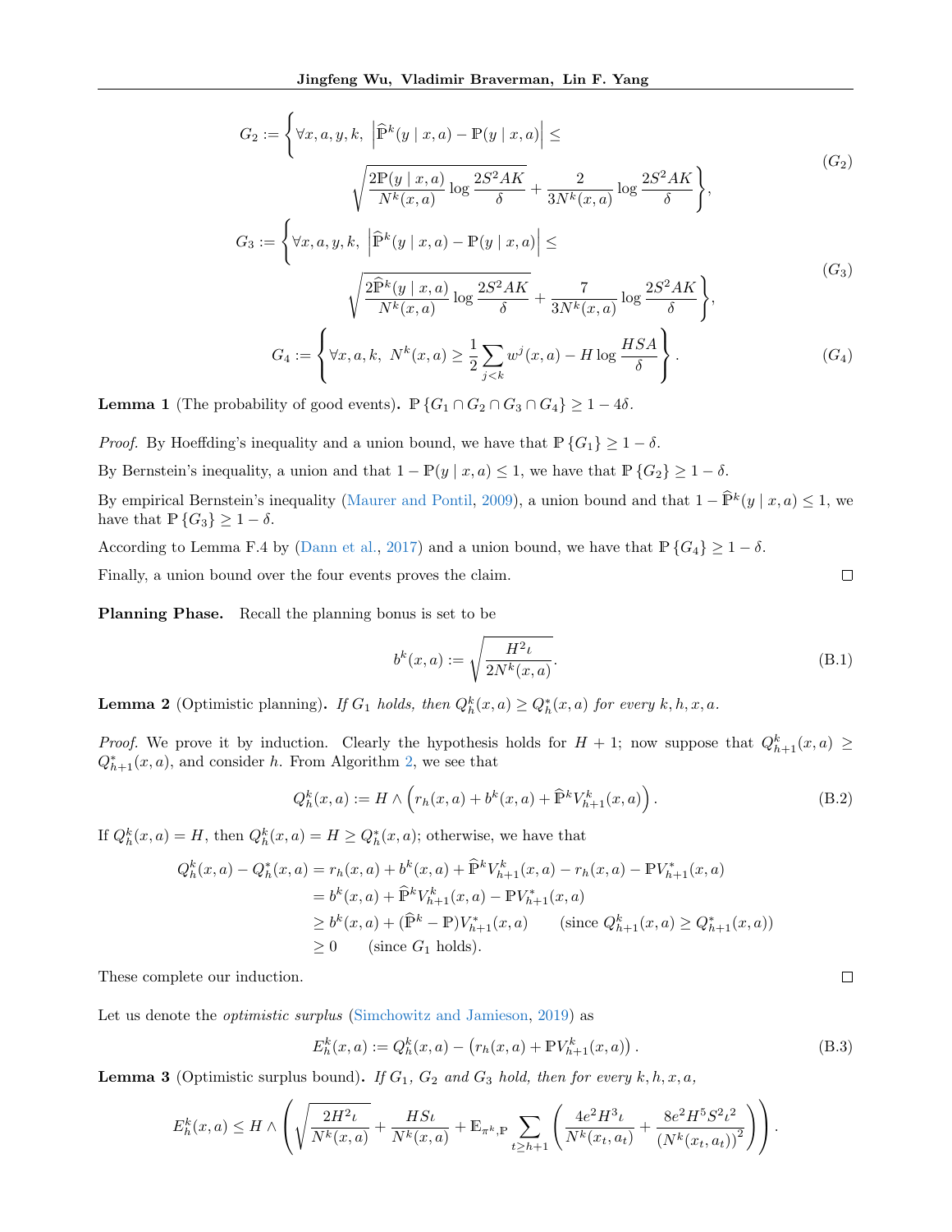$$G_2 := \left\{ \forall x, a, y, k,\ \left| \widehat{\mathbb{P}}^k(y \mid x, a) - \mathbb{P}(y \mid x, a) \right| \le \sqrt{\frac{2\mathbb{P}(y \mid x, a)}{N^k(x, a)} \log \frac{2S^2AK}{\delta}} + \frac{2}{3N^k(x, a)} \log \frac{2S^2AK}{\delta} \right\}, \tag{$G_2$}$$

$$G_3 := \left\{ \forall x, a, y, k,\ \left| \widehat{\mathbb{P}}^k(y \mid x, a) - \mathbb{P}(y \mid x, a) \right| \le \sqrt{\frac{2\widehat{\mathbb{P}}^k(y \mid x, a)}{N^k(x, a)} \log \frac{2S^2AK}{\delta}} + \frac{7}{3N^k(x, a)} \log \frac{2S^2AK}{\delta} \right\}, \tag{$G_3$}$$

$$G_4 := \left\{ \forall x, a, k,\ N^k(x, a) \ge \frac{1}{2} \sum_{j<k} w^j(x, a) - H \log \frac{HSA}{\delta} \right\}. \tag{$G_4$}$$

**Lemma 1** (The probability of good events)**.** $\mathbb{P}\{G_1 \cap G_2 \cap G_3 \cap G_4\} \ge 1 - 4\delta$.

*Proof.* By Hoeffding's inequality and a union bound, we have that $\mathbb{P}\{G_1\} \ge 1 - \delta$.

By Bernstein's inequality, a union and that $1 - \mathbb{P}(y \mid x, a) \le 1$, we have that $\mathbb{P}\{G_2\} \ge 1 - \delta$.

By empirical Bernstein's inequality (Maurer and Pontil, 2009), a union bound and that $1 - \widehat{\mathbb{P}}^k(y \mid x, a) \le 1$, we have that $\mathbb{P}\{G_3\} \ge 1 - \delta$.

According to Lemma F.4 by (Dann et al., 2017) and a union bound, we have that $\mathbb{P}\{G_4\} \ge 1 - \delta$.

Finally, a union bound over the four events proves the claim. □

**Planning Phase.** Recall the planning bonus is set to be

$$b^k(x, a) := \sqrt{\frac{H^2\iota}{2N^k(x, a)}}. \tag{B.1}$$

**Lemma 2** (Optimistic planning)**.** *If $G_1$ holds, then $Q_h^k(x, a) \ge Q_h^*(x, a)$ for every $k, h, x, a$.*

*Proof.* We prove it by induction. Clearly the hypothesis holds for $H + 1$; now suppose that $Q_{h+1}^k(x, a) \ge Q_{h+1}^*(x, a)$, and consider $h$. From Algorithm 2, we see that

$$Q_h^k(x, a) := H \wedge \left( r_h(x, a) + b^k(x, a) + \widehat{\mathbb{P}}^k V_{h+1}^k(x, a) \right). \tag{B.2}$$

If $Q_h^k(x, a) = H$, then $Q_h^k(x, a) = H \ge Q_h^*(x, a)$; otherwise, we have that

$$\begin{aligned}
Q_h^k(x, a) - Q_h^*(x, a) &= r_h(x, a) + b^k(x, a) + \widehat{\mathbb{P}}^k V_{h+1}^k(x, a) - r_h(x, a) - \mathbb{P}V_{h+1}^*(x, a) \\
&= b^k(x, a) + \widehat{\mathbb{P}}^k V_{h+1}^k(x, a) - \mathbb{P}V_{h+1}^*(x, a) \\
&\ge b^k(x, a) + (\widehat{\mathbb{P}}^k - \mathbb{P})V_{h+1}^*(x, a) \qquad (\text{since } Q_{h+1}^k(x, a) \ge Q_{h+1}^*(x, a)) \\
&\ge 0 \qquad (\text{since } G_1 \text{ holds}).
\end{aligned}$$

These complete our induction. □

Let us denote the *optimistic surplus* (Simchowitz and Jamieson, 2019) as

$$E_h^k(x, a) := Q_h^k(x, a) - \left( r_h(x, a) + \mathbb{P}V_{h+1}^k(x, a) \right). \tag{B.3}$$

**Lemma 3** (Optimistic surplus bound)**.** *If $G_1$, $G_2$ and $G_3$ hold, then for every $k, h, x, a$,*

$$E_h^k(x, a) \le H \wedge \left( \sqrt{\frac{2H^2\iota}{N^k(x, a)}} + \frac{HS\iota}{N^k(x, a)} + \mathbb{E}_{\pi^k, \mathbb{P}} \sum_{t \ge h+1} \left( \frac{4e^2H^3\iota}{N^k(x_t, a_t)} + \frac{8e^2H^5S^2\iota^2}{(N^k(x_t, a_t))^2} \right) \right).$$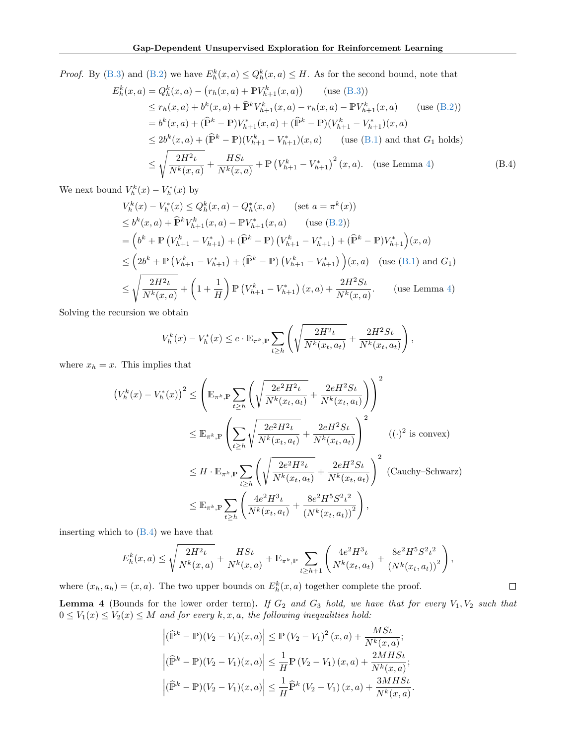*Proof.* By (B.3) and (B.2) we have $E_h^k(x,a) \le Q_h^k(x,a) \le H$. As for the second bound, note that

$$
\begin{aligned}
E_h^k(x,a) &= Q_h^k(x,a) - \big(r_h(x,a) + \mathbb{P}V_{h+1}^k(x,a)\big) \qquad \text{(use (B.3))} \\
&\le r_h(x,a) + b^k(x,a) + \widehat{\mathbb{P}}^k V_{h+1}^k(x,a) - r_h(x,a) - \mathbb{P}V_{h+1}^k(x,a) \qquad \text{(use (B.2))} \\
&= b^k(x,a) + (\widehat{\mathbb{P}}^k - \mathbb{P})V_{h+1}^*(x,a) + (\widehat{\mathbb{P}}^k - \mathbb{P})(V_{h+1}^k - V_{h+1}^*)(x,a) \\
&\le 2b^k(x,a) + (\widehat{\mathbb{P}}^k - \mathbb{P})(V_{h+1}^k - V_{h+1}^*)(x,a) \qquad \text{(use (B.1) and that } G_1 \text{ holds)} \\
&\le \sqrt{\frac{2H^2\iota}{N^k(x,a)}} + \frac{HS\iota}{N^k(x,a)} + \mathbb{P}\left(V_{h+1}^k - V_{h+1}^*\right)^2(x,a). \quad \text{(use Lemma 4)}
\end{aligned} \tag{B.4}
$$

We next bound $V_h^k(x) - V_h^*(x)$ by

$$
\begin{aligned}
V_h^k(x) - V_h^*(x) &\le Q_h^k(x,a) - Q_h^*(x,a) \qquad \text{(set } a = \pi^k(x)\text{)} \\
&\le b^k(x,a) + \widehat{\mathbb{P}}^k V_{h+1}^k(x,a) - \mathbb{P}V_{h+1}^*(x,a) \qquad \text{(use (B.2))} \\
&= \Big(b^k + \mathbb{P}\left(V_{h+1}^k - V_{h+1}^*\right) + (\widehat{\mathbb{P}}^k - \mathbb{P})\left(V_{h+1}^k - V_{h+1}^*\right) + (\widehat{\mathbb{P}}^k - \mathbb{P})V_{h+1}^*\Big)(x,a) \\
&\le \Big(2b^k + \mathbb{P}\left(V_{h+1}^k - V_{h+1}^*\right) + (\widehat{\mathbb{P}}^k - \mathbb{P})\left(V_{h+1}^k - V_{h+1}^*\right)\Big)(x,a) \quad \text{(use (B.1) and } G_1\text{)} \\
&\le \sqrt{\frac{2H^2\iota}{N^k(x,a)}} + \left(1 + \frac{1}{H}\right)\mathbb{P}\left(V_{h+1}^k - V_{h+1}^*\right)(x,a) + \frac{2H^2S\iota}{N^k(x,a)}. \qquad \text{(use Lemma 4)}
\end{aligned}
$$

Solving the recursion we obtain

$$
V_h^k(x) - V_h^*(x) \le e \cdot \mathbb{E}_{\pi^k,\mathbb{P}} \sum_{t \ge h} \left(\sqrt{\frac{2H^2\iota}{N^k(x_t,a_t)}} + \frac{2H^2S\iota}{N^k(x_t,a_t)}\right),
$$

where $x_h = x$. This implies that

$$
\begin{aligned}
\left(V_h^k(x) - V_h^*(x)\right)^2 &\le \left(\mathbb{E}_{\pi^k,\mathbb{P}} \sum_{t \ge h} \left(\sqrt{\frac{2e^2H^2\iota}{N^k(x_t,a_t)}} + \frac{2eH^2S\iota}{N^k(x_t,a_t)}\right)\right)^2 \\
&\le \mathbb{E}_{\pi^k,\mathbb{P}} \left(\sum_{t \ge h} \sqrt{\frac{2e^2H^2\iota}{N^k(x_t,a_t)}} + \frac{2eH^2S\iota}{N^k(x_t,a_t)}\right)^2 \qquad ((\cdot)^2 \text{ is convex}) \\
&\le H \cdot \mathbb{E}_{\pi^k,\mathbb{P}} \sum_{t \ge h} \left(\sqrt{\frac{2e^2H^2\iota}{N^k(x_t,a_t)}} + \frac{2eH^2S\iota}{N^k(x_t,a_t)}\right)^2 \quad \text{(Cauchy–Schwarz)} \\
&\le \mathbb{E}_{\pi^k,\mathbb{P}} \sum_{t \ge h} \left(\frac{4e^2H^3\iota}{N^k(x_t,a_t)} + \frac{8e^2H^5S^2\iota^2}{\left(N^k(x_t,a_t)\right)^2}\right),
\end{aligned}
$$

inserting which to (B.4) we have that

$$
E_h^k(x,a) \le \sqrt{\frac{2H^2\iota}{N^k(x,a)}} + \frac{HS\iota}{N^k(x,a)} + \mathbb{E}_{\pi^k,\mathbb{P}} \sum_{t \ge h+1} \left(\frac{4e^2H^3\iota}{N^k(x_t,a_t)} + \frac{8e^2H^5S^2\iota^2}{\left(N^k(x_t,a_t)\right)^2}\right),
$$

where $(x_h,a_h) = (x,a)$. The two upper bounds on $E_h^k(x,a)$ together complete the proof. ∎

**Lemma 4** (Bounds for the lower order term)**.** *If $G_2$ and $G_3$ hold, we have that for every $V_1, V_2$ such that $0 \le V_1(x) \le V_2(x) \le M$ and for every $k, x, a$, the following inequalities hold:*

$$
\begin{aligned}
\left|(\widehat{\mathbb{P}}^k - \mathbb{P})(V_2 - V_1)(x,a)\right| &\le \mathbb{P}\left(V_2 - V_1\right)^2(x,a) + \frac{MS\iota}{N^k(x,a)}; \\
\left|(\widehat{\mathbb{P}}^k - \mathbb{P})(V_2 - V_1)(x,a)\right| &\le \frac{1}{H}\mathbb{P}\left(V_2 - V_1\right)(x,a) + \frac{2MHS\iota}{N^k(x,a)}; \\
\left|(\widehat{\mathbb{P}}^k - \mathbb{P})(V_2 - V_1)(x,a)\right| &\le \frac{1}{H}\widehat{\mathbb{P}}^k\left(V_2 - V_1\right)(x,a) + \frac{3MHS\iota}{N^k(x,a)}.
\end{aligned}
$$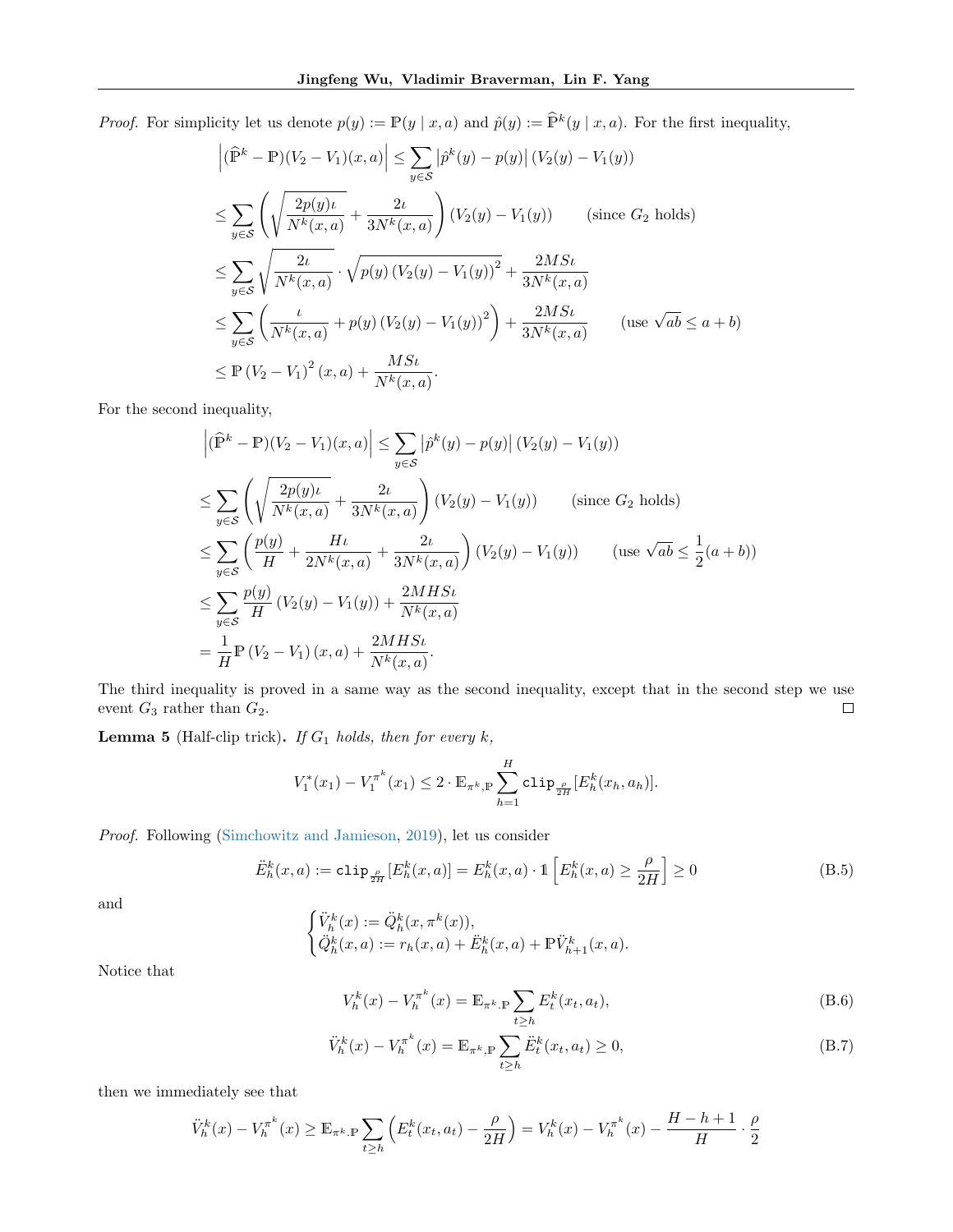*Proof.* For simplicity let us denote $p(y) := \mathbb{P}(y \mid x, a)$ and $\hat{p}(y) := \widehat{\mathbb{P}}^k(y \mid x, a)$. For the first inequality,

$$
\begin{aligned}
&\left|(\widehat{\mathbb{P}}^k - \mathbb{P})(V_2 - V_1)(x,a)\right| \le \sum_{y\in\mathcal{S}} \left|\hat{p}^k(y) - p(y)\right| (V_2(y) - V_1(y)) \\
&\le \sum_{y\in\mathcal{S}} \left( \sqrt{\frac{2p(y)\iota}{N^k(x,a)}} + \frac{2\iota}{3N^k(x,a)} \right) (V_2(y) - V_1(y)) \qquad \text{(since } G_2 \text{ holds)} \\
&\le \sum_{y\in\mathcal{S}} \sqrt{\frac{2\iota}{N^k(x,a)}} \cdot \sqrt{p(y)\left(V_2(y) - V_1(y)\right)^2} + \frac{2MS\iota}{3N^k(x,a)} \\
&\le \sum_{y\in\mathcal{S}} \left( \frac{\iota}{N^k(x,a)} + p(y)\left(V_2(y) - V_1(y)\right)^2 \right) + \frac{2MS\iota}{3N^k(x,a)} \qquad \text{(use } \sqrt{ab} \le a+b\text{)} \\
&\le \mathbb{P}\left(V_2 - V_1\right)^2(x,a) + \frac{MS\iota}{N^k(x,a)}.
\end{aligned}
$$

For the second inequality,

$$
\begin{aligned}
&\left|(\widehat{\mathbb{P}}^k - \mathbb{P})(V_2 - V_1)(x,a)\right| \le \sum_{y\in\mathcal{S}} \left|\hat{p}^k(y) - p(y)\right| (V_2(y) - V_1(y)) \\
&\le \sum_{y\in\mathcal{S}} \left( \sqrt{\frac{2p(y)\iota}{N^k(x,a)}} + \frac{2\iota}{3N^k(x,a)} \right) (V_2(y) - V_1(y)) \qquad \text{(since } G_2 \text{ holds)} \\
&\le \sum_{y\in\mathcal{S}} \left( \frac{p(y)}{H} + \frac{H\iota}{2N^k(x,a)} + \frac{2\iota}{3N^k(x,a)} \right) (V_2(y) - V_1(y)) \qquad \text{(use } \sqrt{ab} \le \tfrac{1}{2}(a+b)\text{)} \\
&\le \sum_{y\in\mathcal{S}} \frac{p(y)}{H}\left(V_2(y) - V_1(y)\right) + \frac{2MHS\iota}{N^k(x,a)} \\
&= \frac{1}{H}\mathbb{P}\left(V_2 - V_1\right)(x,a) + \frac{2MHS\iota}{N^k(x,a)}.
\end{aligned}
$$

The third inequality is proved in a same way as the second inequality, except that in the second step we use event $G_3$ rather than $G_2$. $\square$

**Lemma 5** (Half-clip trick)**.** *If $G_1$ holds, then for every $k$,*

$$
V_1^*(x_1) - V_1^{\pi^k}(x_1) \le 2 \cdot \mathbb{E}_{\pi^k,\mathbb{P}} \sum_{h=1}^{H} \mathtt{clip}_{\frac{\rho}{2H}}[E_h^k(x_h, a_h)].
$$

*Proof.* Following (Simchowitz and Jamieson, 2019), let us consider

$$
\ddot{E}_h^k(x,a) := \mathtt{clip}_{\frac{\rho}{2H}}[E_h^k(x,a)] = E_h^k(x,a) \cdot \mathbb{1}\left[E_h^k(x,a) \ge \frac{\rho}{2H}\right] \ge 0 \tag{B.5}
$$

and

$$
\begin{cases}
\ddot{V}_h^k(x) := \ddot{Q}_h^k(x, \pi^k(x)), \\
\ddot{Q}_h^k(x,a) := r_h(x,a) + \ddot{E}_h^k(x,a) + \mathbb{P}\ddot{V}_{h+1}^k(x,a).
\end{cases}
$$

Notice that

$$
V_h^k(x) - V_h^{\pi^k}(x) = \mathbb{E}_{\pi^k,\mathbb{P}} \sum_{t\ge h} E_t^k(x_t, a_t), \tag{B.6}
$$

$$
\ddot{V}_h^k(x) - V_h^{\pi^k}(x) = \mathbb{E}_{\pi^k,\mathbb{P}} \sum_{t\ge h} \ddot{E}_t^k(x_t, a_t) \ge 0, \tag{B.7}
$$

then we immediately see that

$$
\ddot{V}_h^k(x) - V_h^{\pi^k}(x) \ge \mathbb{E}_{\pi^k,\mathbb{P}} \sum_{t\ge h} \left( E_t^k(x_t, a_t) - \frac{\rho}{2H} \right) = V_h^k(x) - V_h^{\pi^k}(x) - \frac{H-h+1}{H} \cdot \frac{\rho}{2}
$$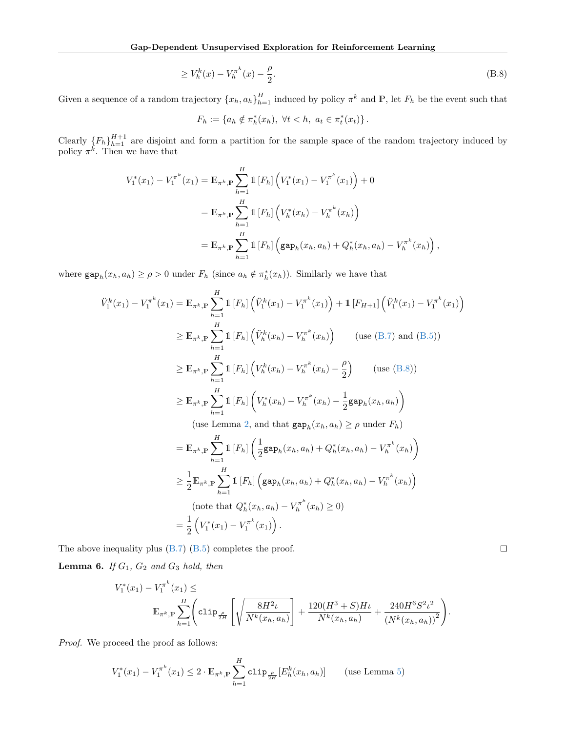$$\geq V_h^k(x) - V_h^{\pi^k}(x) - \frac{\rho}{2}. \tag{B.8}$$

Given a sequence of a random trajectory $\{x_h, a_h\}_{h=1}^H$ induced by policy $\pi^k$ and $\mathbb{P}$, let $F_h$ be the event such that

$$F_h := \{a_h \notin \pi_h^*(x_h),\ \forall t < h,\ a_t \in \pi_t^*(x_t)\}.$$

Clearly $\{F_h\}_{h=1}^{H+1}$ are disjoint and form a partition for the sample space of the random trajectory induced by policy $\pi^k$. Then we have that

$$\begin{aligned}
V_1^*(x_1) - V_1^{\pi^k}(x_1) &= \mathbb{E}_{\pi^k,\mathbb{P}} \sum_{h=1}^H \mathbb{1}[F_h]\left(V_1^*(x_1) - V_1^{\pi^k}(x_1)\right) + 0 \\
&= \mathbb{E}_{\pi^k,\mathbb{P}} \sum_{h=1}^H \mathbb{1}[F_h]\left(V_h^*(x_h) - V_h^{\pi^k}(x_h)\right) \\
&= \mathbb{E}_{\pi^k,\mathbb{P}} \sum_{h=1}^H \mathbb{1}[F_h]\left(\mathtt{gap}_h(x_h,a_h) + Q_h^*(x_h,a_h) - V_h^{\pi^k}(x_h)\right),
\end{aligned}$$

where $\mathtt{gap}_h(x_h,a_h) \geq \rho > 0$ under $F_h$ (since $a_h \notin \pi_h^*(x_h)$). Similarly we have that

$$\begin{aligned}
\ddot{V}_1^k(x_1) - V_1^{\pi^k}(x_1) &= \mathbb{E}_{\pi^k,\mathbb{P}} \sum_{h=1}^H \mathbb{1}[F_h]\left(\ddot{V}_1^k(x_1) - V_1^{\pi^k}(x_1)\right) + \mathbb{1}[F_{H+1}]\left(\ddot{V}_1^k(x_1) - V_1^{\pi^k}(x_1)\right) \\
&\geq \mathbb{E}_{\pi^k,\mathbb{P}} \sum_{h=1}^H \mathbb{1}[F_h]\left(\ddot{V}_h^k(x_h) - V_h^{\pi^k}(x_h)\right) \qquad \text{(use (B.7) and (B.5))} \\
&\geq \mathbb{E}_{\pi^k,\mathbb{P}} \sum_{h=1}^H \mathbb{1}[F_h]\left(V_h^k(x_h) - V_h^{\pi^k}(x_h) - \frac{\rho}{2}\right) \qquad \text{(use (B.8))} \\
&\geq \mathbb{E}_{\pi^k,\mathbb{P}} \sum_{h=1}^H \mathbb{1}[F_h]\left(V_h^*(x_h) - V_h^{\pi^k}(x_h) - \frac{1}{2}\mathtt{gap}_h(x_h,a_h)\right) \\
&\qquad \text{(use Lemma 2, and that } \mathtt{gap}_h(x_h,a_h) \geq \rho \text{ under } F_h) \\
&= \mathbb{E}_{\pi^k,\mathbb{P}} \sum_{h=1}^H \mathbb{1}[F_h]\left(\frac{1}{2}\mathtt{gap}_h(x_h,a_h) + Q_h^*(x_h,a_h) - V_h^{\pi^k}(x_h)\right) \\
&\geq \frac{1}{2}\mathbb{E}_{\pi^k,\mathbb{P}} \sum_{h=1}^H \mathbb{1}[F_h]\left(\mathtt{gap}_h(x_h,a_h) + Q_h^*(x_h,a_h) - V_h^{\pi^k}(x_h)\right) \\
&\qquad \text{(note that } Q_h^*(x_h,a_h) - V_h^{\pi^k}(x_h) \geq 0) \\
&= \frac{1}{2}\left(V_1^*(x_1) - V_1^{\pi^k}(x_1)\right).
\end{aligned}$$

The above inequality plus (B.7) (B.5) completes the proof. ∎

**Lemma 6.** *If $G_1$, $G_2$ and $G_3$ hold, then*

$$V_1^*(x_1) - V_1^{\pi^k}(x_1) \leq \mathbb{E}_{\pi^k,\mathbb{P}} \sum_{h=1}^H \left( \mathtt{clip}_{\frac{\rho}{2H}}\left[\sqrt{\frac{8H^2\iota}{N^k(x_h,a_h)}}\right] + \frac{120(H^3+S)H\iota}{N^k(x_h,a_h)} + \frac{240H^6S^2\iota^2}{(N^k(x_h,a_h))^2} \right).$$

*Proof.* We proceed the proof as follows:

$$V_1^*(x_1) - V_1^{\pi^k}(x_1) \leq 2 \cdot \mathbb{E}_{\pi^k,\mathbb{P}} \sum_{h=1}^H \mathtt{clip}_{\frac{\rho}{2H}}[E_h^k(x_h,a_h)] \qquad \text{(use Lemma 5)}$$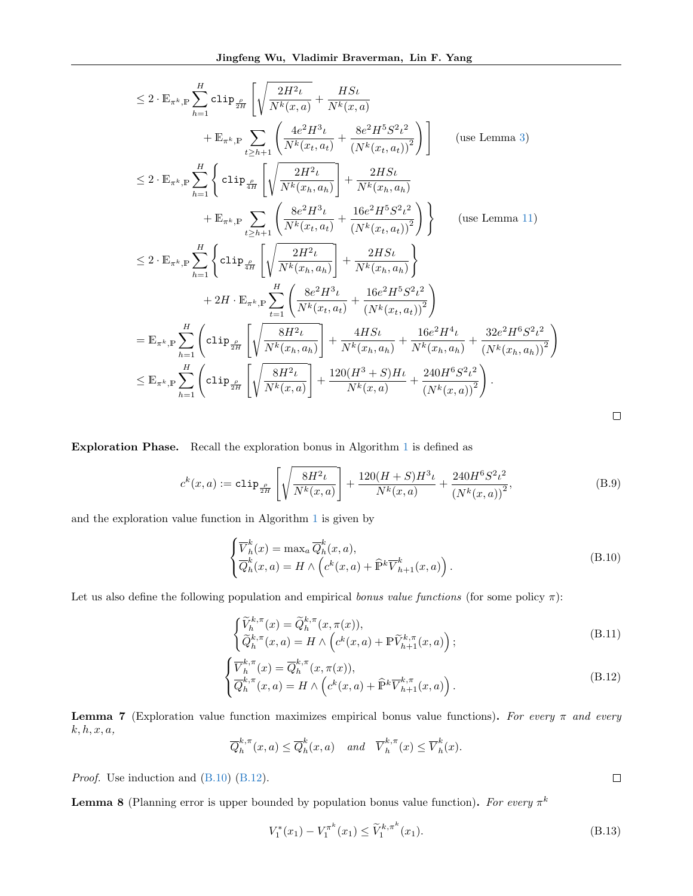$$
\begin{aligned}
&\leq 2 \cdot \mathbb{E}_{\pi^k, \mathbb{P}} \sum_{h=1}^{H} \texttt{clip}_{\frac{\rho}{2H}} \left[ \sqrt{\frac{2H^2 \iota}{N^k(x,a)}} + \frac{HS\iota}{N^k(x,a)} \right. \\
&\qquad \left. + \mathbb{E}_{\pi^k, \mathbb{P}} \sum_{t \geq h+1} \left( \frac{4e^2 H^3 \iota}{N^k(x_t, a_t)} + \frac{8e^2 H^5 S^2 \iota^2}{\left(N^k(x_t, a_t)\right)^2} \right) \right] \qquad \text{(use Lemma 3)} \\
&\leq 2 \cdot \mathbb{E}_{\pi^k, \mathbb{P}} \sum_{h=1}^{H} \left\{ \texttt{clip}_{\frac{\rho}{4H}} \left[ \sqrt{\frac{2H^2 \iota}{N^k(x_h, a_h)}} \right] + \frac{2HS\iota}{N^k(x_h, a_h)} \right. \\
&\qquad \left. + \mathbb{E}_{\pi^k, \mathbb{P}} \sum_{t \geq h+1} \left( \frac{8e^2 H^3 \iota}{N^k(x_t, a_t)} + \frac{16e^2 H^5 S^2 \iota^2}{\left(N^k(x_t, a_t)\right)^2} \right) \right\} \qquad \text{(use Lemma 11)} \\
&\leq 2 \cdot \mathbb{E}_{\pi^k, \mathbb{P}} \sum_{h=1}^{H} \left\{ \texttt{clip}_{\frac{\rho}{4H}} \left[ \sqrt{\frac{2H^2 \iota}{N^k(x_h, a_h)}} \right] + \frac{2HS\iota}{N^k(x_h, a_h)} \right\} \\
&\qquad + 2H \cdot \mathbb{E}_{\pi^k, \mathbb{P}} \sum_{t=1}^{H} \left( \frac{8e^2 H^3 \iota}{N^k(x_t, a_t)} + \frac{16e^2 H^5 S^2 \iota^2}{\left(N^k(x_t, a_t)\right)^2} \right) \\
&= \mathbb{E}_{\pi^k, \mathbb{P}} \sum_{h=1}^{H} \left( \texttt{clip}_{\frac{\rho}{2H}} \left[ \sqrt{\frac{8H^2 \iota}{N^k(x_h, a_h)}} \right] + \frac{4HS\iota}{N^k(x_h, a_h)} + \frac{16e^2 H^4 \iota}{N^k(x_h, a_h)} + \frac{32e^2 H^6 S^2 \iota^2}{\left(N^k(x_h, a_h)\right)^2} \right) \\
&\leq \mathbb{E}_{\pi^k, \mathbb{P}} \sum_{h=1}^{H} \left( \texttt{clip}_{\frac{\rho}{2H}} \left[ \sqrt{\frac{8H^2 \iota}{N^k(x,a)}} \right] + \frac{120(H^3 + S)H\iota}{N^k(x,a)} + \frac{240H^6 S^2 \iota^2}{\left(N^k(x,a)\right)^2} \right).
\end{aligned}
$$

□

**Exploration Phase.** Recall the exploration bonus in Algorithm 1 is defined as

$$
c^k(x,a) := \texttt{clip}_{\frac{\rho}{2H}} \left[ \sqrt{\frac{8H^2 \iota}{N^k(x,a)}} \right] + \frac{120(H+S)H^3 \iota}{N^k(x,a)} + \frac{240H^6 S^2 \iota^2}{\left(N^k(x,a)\right)^2}, \tag{B.9}
$$

and the exploration value function in Algorithm 1 is given by

$$
\begin{cases}
\overline{V}_h^k(x) = \max_a \overline{Q}_h^k(x,a), \\
\overline{Q}_h^k(x,a) = H \wedge \left( c^k(x,a) + \widehat{\mathbb{P}}^k \overline{V}_{h+1}^k(x,a) \right).
\end{cases} \tag{B.10}
$$

Let us also define the following population and empirical *bonus value functions* (for some policy $\pi$):

$$
\begin{cases}
\widetilde{V}_h^{k,\pi}(x) = \widetilde{Q}_h^{k,\pi}(x, \pi(x)), \\
\widetilde{Q}_h^{k,\pi}(x,a) = H \wedge \left( c^k(x,a) + \mathbb{P} \widetilde{V}_{h+1}^{k,\pi}(x,a) \right);
\end{cases} \tag{B.11}
$$

$$
\begin{cases}
\overline{V}_h^{k,\pi}(x) = \overline{Q}_h^{k,\pi}(x, \pi(x)), \\
\overline{Q}_h^{k,\pi}(x,a) = H \wedge \left( c^k(x,a) + \widehat{\mathbb{P}}^k \overline{V}_{h+1}^{k,\pi}(x,a) \right).
\end{cases} \tag{B.12}
$$

**Lemma 7** (Exploration value function maximizes empirical bonus value functions)**.** *For every $\pi$ and every $k, h, x, a$,*

$$
\overline{Q}_h^{k,\pi}(x,a) \leq \overline{Q}_h^k(x,a) \quad \text{and} \quad \overline{V}_h^{k,\pi}(x) \leq \overline{V}_h^k(x).
$$

*Proof.* Use induction and (B.10) (B.12). □

**Lemma 8** (Planning error is upper bounded by population bonus value function)**.** *For every $\pi^k$*

$$
V_1^*(x_1) - V_1^{\pi^k}(x_1) \leq \widetilde{V}_1^{k,\pi^k}(x_1). \tag{B.13}
$$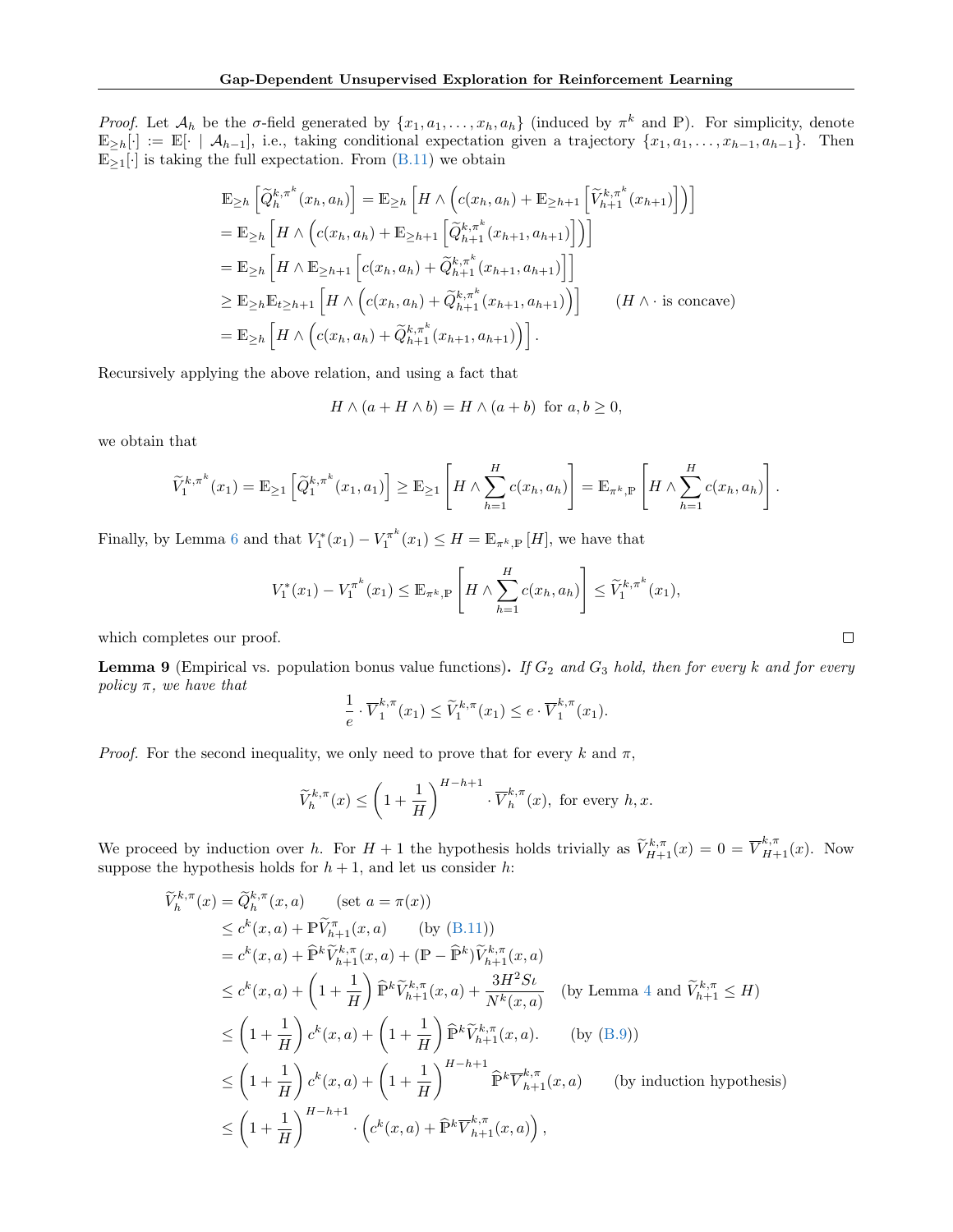*Proof.* Let $\mathcal{A}_h$ be the $\sigma$-field generated by $\{x_1, a_1, \dots, x_h, a_h\}$ (induced by $\pi^k$ and $\mathbb{P}$). For simplicity, denote $\mathbb{E}_{\geq h}[\cdot] := \mathbb{E}[\cdot \mid \mathcal{A}_{h-1}]$, i.e., taking conditional expectation given a trajectory $\{x_1, a_1, \dots, x_{h-1}, a_{h-1}\}$. Then $\mathbb{E}_{\geq 1}[\cdot]$ is taking the full expectation. From (B.11) we obtain

$$
\begin{aligned}
\mathbb{E}_{\geq h}\left[\widetilde{Q}_h^{k,\pi^k}(x_h, a_h)\right] &= \mathbb{E}_{\geq h}\left[H \wedge \left(c(x_h, a_h) + \mathbb{E}_{\geq h+1}\left[\widetilde{V}_{h+1}^{k,\pi^k}(x_{h+1})\right]\right)\right] \\
&= \mathbb{E}_{\geq h}\left[H \wedge \left(c(x_h, a_h) + \mathbb{E}_{\geq h+1}\left[\widetilde{Q}_{h+1}^{k,\pi^k}(x_{h+1}, a_{h+1})\right]\right)\right] \\
&= \mathbb{E}_{\geq h}\left[H \wedge \mathbb{E}_{\geq h+1}\left[c(x_h, a_h) + \widetilde{Q}_{h+1}^{k,\pi^k}(x_{h+1}, a_{h+1})\right]\right] \\
&\geq \mathbb{E}_{\geq h}\mathbb{E}_{t\geq h+1}\left[H \wedge \left(c(x_h, a_h) + \widetilde{Q}_{h+1}^{k,\pi^k}(x_{h+1}, a_{h+1})\right)\right] \qquad (H \wedge \cdot \text{ is concave}) \\
&= \mathbb{E}_{\geq h}\left[H \wedge \left(c(x_h, a_h) + \widetilde{Q}_{h+1}^{k,\pi^k}(x_{h+1}, a_{h+1})\right)\right].
\end{aligned}
$$

Recursively applying the above relation, and using a fact that

$$
H \wedge (a + H \wedge b) = H \wedge (a + b) \text{ for } a, b \geq 0,
$$

we obtain that

$$
\widetilde{V}_1^{k,\pi^k}(x_1) = \mathbb{E}_{\geq 1}\left[\widetilde{Q}_1^{k,\pi^k}(x_1, a_1)\right] \geq \mathbb{E}_{\geq 1}\left[H \wedge \sum_{h=1}^{H} c(x_h, a_h)\right] = \mathbb{E}_{\pi^k,\mathbb{P}}\left[H \wedge \sum_{h=1}^{H} c(x_h, a_h)\right].
$$

Finally, by Lemma 6 and that $V_1^*(x_1) - V_1^{\pi^k}(x_1) \leq H = \mathbb{E}_{\pi^k,\mathbb{P}}[H]$, we have that

$$
V_1^*(x_1) - V_1^{\pi^k}(x_1) \leq \mathbb{E}_{\pi^k,\mathbb{P}}\left[H \wedge \sum_{h=1}^{H} c(x_h, a_h)\right] \leq \widetilde{V}_1^{k,\pi^k}(x_1),
$$

which completes our proof. $\square$

**Lemma 9** (Empirical vs. population bonus value functions)**.** *If $G_2$ and $G_3$ hold, then for every $k$ and for every policy $\pi$, we have that*

$$
\frac{1}{e} \cdot \overline{V}_1^{k,\pi}(x_1) \leq \widetilde{V}_1^{k,\pi}(x_1) \leq e \cdot \overline{V}_1^{k,\pi}(x_1).
$$

*Proof.* For the second inequality, we only need to prove that for every $k$ and $\pi$,

$$
\widetilde{V}_h^{k,\pi}(x) \leq \left(1 + \frac{1}{H}\right)^{H-h+1} \cdot \overline{V}_h^{k,\pi}(x), \text{ for every } h, x.
$$

We proceed by induction over $h$. For $H+1$ the hypothesis holds trivially as $\widetilde{V}_{H+1}^{k,\pi}(x) = 0 = \overline{V}_{H+1}^{k,\pi}(x)$. Now suppose the hypothesis holds for $h+1$, and let us consider $h$:

$$
\begin{aligned}
\widetilde{V}_h^{k,\pi}(x) &= \widetilde{Q}_h^{k,\pi}(x, a) \qquad (\text{set } a = \pi(x)) \\
&\leq c^k(x, a) + \mathbb{P}\widetilde{V}_{h+1}^{\pi}(x, a) \qquad (\text{by (B.11)}) \\
&= c^k(x, a) + \widehat{\mathbb{P}}^k\widetilde{V}_{h+1}^{k,\pi}(x, a) + (\mathbb{P} - \widehat{\mathbb{P}}^k)\widetilde{V}_{h+1}^{k,\pi}(x, a) \\
&\leq c^k(x, a) + \left(1 + \frac{1}{H}\right)\widehat{\mathbb{P}}^k\widetilde{V}_{h+1}^{k,\pi}(x, a) + \frac{3H^2 S\iota}{N^k(x, a)} \quad (\text{by Lemma 4 and } \widetilde{V}_{h+1}^{k,\pi} \leq H) \\
&\leq \left(1 + \frac{1}{H}\right)c^k(x, a) + \left(1 + \frac{1}{H}\right)\widehat{\mathbb{P}}^k\widetilde{V}_{h+1}^{k,\pi}(x, a). \qquad (\text{by (B.9)}) \\
&\leq \left(1 + \frac{1}{H}\right)c^k(x, a) + \left(1 + \frac{1}{H}\right)^{H-h+1}\widehat{\mathbb{P}}^k\overline{V}_{h+1}^{k,\pi}(x, a) \qquad (\text{by induction hypothesis}) \\
&\leq \left(1 + \frac{1}{H}\right)^{H-h+1} \cdot \left(c^k(x, a) + \widehat{\mathbb{P}}^k\overline{V}_{h+1}^{k,\pi}(x, a)\right),
\end{aligned}
$$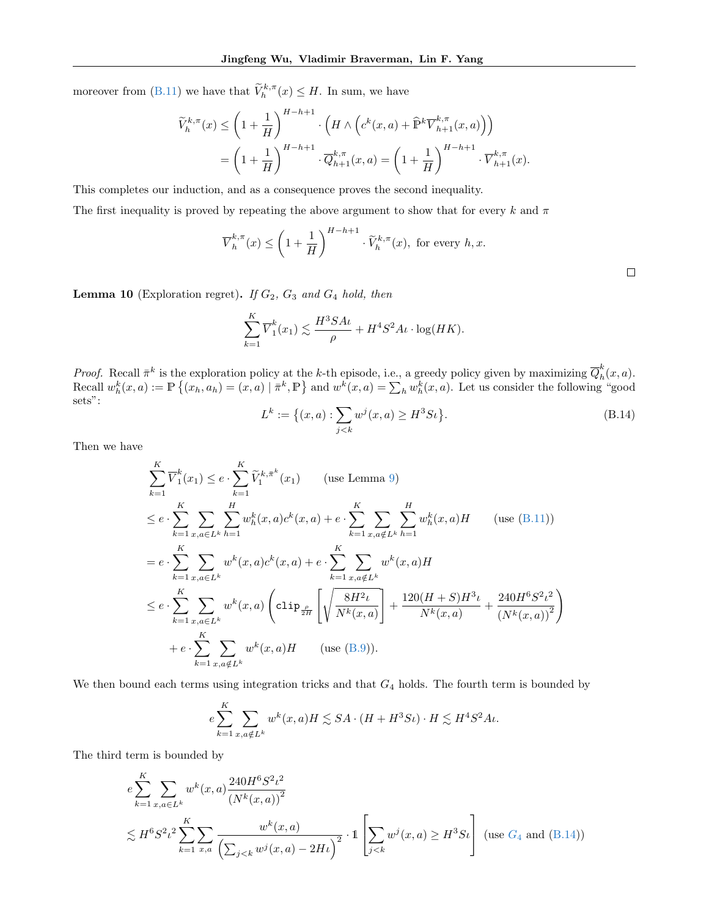moreover from (B.11) we have that $\widetilde{V}_h^{k,\pi}(x) \le H$. In sum, we have

$$\widetilde{V}_h^{k,\pi}(x) \le \left(1+\frac{1}{H}\right)^{H-h+1} \cdot \left(H \wedge \left(c^k(x,a) + \widehat{\mathbb{P}}^k \overline{V}_{h+1}^{k,\pi}(x,a)\right)\right)$$
$$= \left(1+\frac{1}{H}\right)^{H-h+1} \cdot \overline{Q}_{h+1}^{k,\pi}(x,a) = \left(1+\frac{1}{H}\right)^{H-h+1} \cdot \overline{V}_{h+1}^{k,\pi}(x).$$

This completes our induction, and as a consequence proves the second inequality.

The first inequality is proved by repeating the above argument to show that for every $k$ and $\pi$

$$\overline{V}_h^{k,\pi}(x) \le \left(1+\frac{1}{H}\right)^{H-h+1} \cdot \widetilde{V}_h^{k,\pi}(x), \text{ for every } h, x.$$

□

**Lemma 10** (Exploration regret)**.** *If $G_2$, $G_3$ and $G_4$ hold, then*

$$\sum_{k=1}^{K} \overline{V}_1^k(x_1) \lesssim \frac{H^3 SA\iota}{\rho} + H^4 S^2 A\iota \cdot \log(HK).$$

*Proof.* Recall $\bar{\pi}^k$ is the exploration policy at the $k$-th episode, i.e., a greedy policy given by maximizing $\overline{Q}_h^k(x,a)$. Recall $w_h^k(x,a) := \mathbb{P}\left\{(x_h,a_h) = (x,a) \mid \bar{\pi}^k, \mathbb{P}\right\}$ and $w^k(x,a) = \sum_h w_h^k(x,a)$. Let us consider the following "good sets":

$$L^k := \big\{(x,a) : \sum_{j<k} w^j(x,a) \ge H^3 S\iota\big\}. \tag{B.14}$$

Then we have

$$\sum_{k=1}^{K} \overline{V}_1^k(x_1) \le e \cdot \sum_{k=1}^{K} \widetilde{V}_1^{k,\bar{\pi}^k}(x_1) \qquad \text{(use Lemma 9)}$$
$$\le e \cdot \sum_{k=1}^{K} \sum_{x,a\in L^k} \sum_{h=1}^{H} w_h^k(x,a) c^k(x,a) + e \cdot \sum_{k=1}^{K} \sum_{x,a\notin L^k} \sum_{h=1}^{H} w_h^k(x,a) H \qquad \text{(use (B.11))}$$
$$= e \cdot \sum_{k=1}^{K} \sum_{x,a\in L^k} w^k(x,a) c^k(x,a) + e \cdot \sum_{k=1}^{K} \sum_{x,a\notin L^k} w^k(x,a) H$$
$$\le e \cdot \sum_{k=1}^{K} \sum_{x,a\in L^k} w^k(x,a) \left( \texttt{clip}_{\frac{\rho}{2H}}\left[\sqrt{\frac{8H^2\iota}{N^k(x,a)}}\right] + \frac{120(H+S)H^3\iota}{N^k(x,a)} + \frac{240H^6S^2\iota^2}{\left(N^k(x,a)\right)^2} \right)$$
$$+ e \cdot \sum_{k=1}^{K} \sum_{x,a\notin L^k} w^k(x,a) H \qquad \text{(use (B.9))}.$$

We then bound each terms using integration tricks and that $G_4$ holds. The fourth term is bounded by

$$e \sum_{k=1}^{K} \sum_{x,a\notin L^k} w^k(x,a) H \lesssim SA \cdot (H + H^3 S\iota) \cdot H \lesssim H^4 S^2 A\iota.$$

The third term is bounded by

$$e \sum_{k=1}^{K} \sum_{x,a\in L^k} w^k(x,a) \frac{240H^6S^2\iota^2}{\left(N^k(x,a)\right)^2}$$
$$\lesssim H^6 S^2 \iota^2 \sum_{k=1}^{K} \sum_{x,a} \frac{w^k(x,a)}{\left(\sum_{j<k} w^j(x,a) - 2H\iota\right)^2} \cdot \mathbb{1}\left[\sum_{j<k} w^j(x,a) \ge H^3 S\iota\right] \quad \text{(use } G_4 \text{ and (B.14))}$$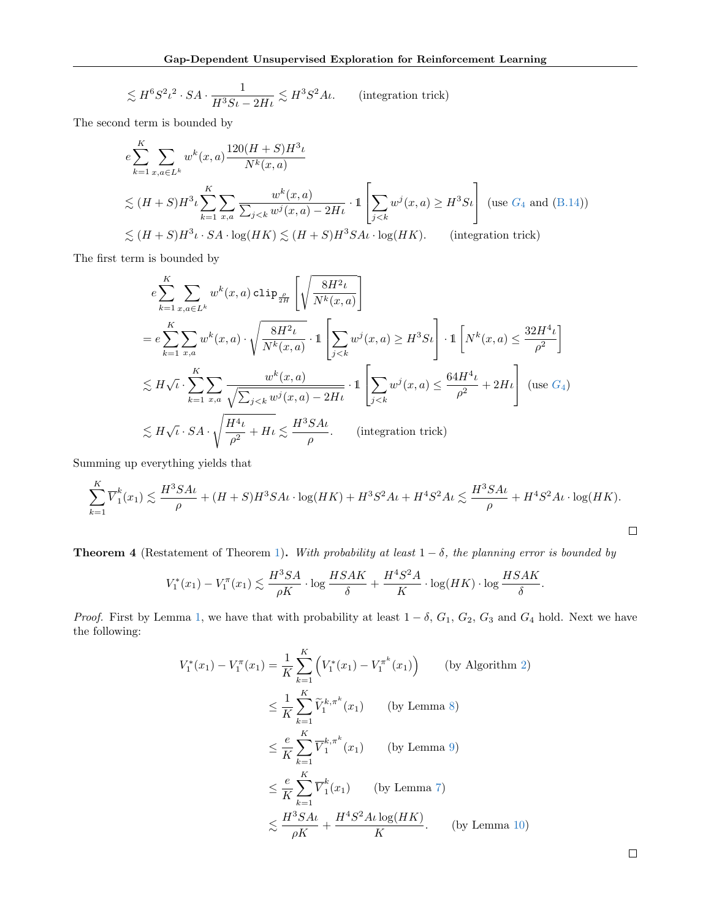$$\lesssim H^6 S^2 \iota^2 \cdot SA \cdot \frac{1}{H^3 S\iota - 2H\iota} \lesssim H^3 S^2 A\iota. \qquad \text{(integration trick)}$$

The second term is bounded by

$$
\begin{aligned}
& e\sum_{k=1}^{K} \sum_{x,a \in L^k} w^k(x,a) \frac{120(H+S)H^3\iota}{N^k(x,a)} \\
& \lesssim (H+S)H^3\iota \sum_{k=1}^{K} \sum_{x,a} \frac{w^k(x,a)}{\sum_{j<k} w^j(x,a) - 2H\iota} \cdot \mathbb{1}\left[\sum_{j<k} w^j(x,a) \geq H^3 S\iota\right] \quad \text{(use } G_4 \text{ and (B.14))} \\
& \lesssim (H+S)H^3\iota \cdot SA \cdot \log(HK) \lesssim (H+S)H^3 SA\iota \cdot \log(HK). \qquad \text{(integration trick)}
\end{aligned}
$$

The first term is bounded by

$$
\begin{aligned}
& e\sum_{k=1}^{K} \sum_{x,a \in L^k} w^k(x,a)\, \mathtt{clip}_{\frac{\rho}{2H}}\left[\sqrt{\frac{8H^2\iota}{N^k(x,a)}}\right] \\
& = e\sum_{k=1}^{K} \sum_{x,a} w^k(x,a) \cdot \sqrt{\frac{8H^2\iota}{N^k(x,a)}} \cdot \mathbb{1}\left[\sum_{j<k} w^j(x,a) \geq H^3 S\iota\right] \cdot \mathbb{1}\left[N^k(x,a) \leq \frac{32H^4\iota}{\rho^2}\right] \\
& \lesssim H\sqrt{\iota} \cdot \sum_{k=1}^{K} \sum_{x,a} \frac{w^k(x,a)}{\sqrt{\sum_{j<k} w^j(x,a) - 2H\iota}} \cdot \mathbb{1}\left[\sum_{j<k} w^j(x,a) \leq \frac{64H^4\iota}{\rho^2} + 2H\iota\right] \quad \text{(use } G_4\text{)} \\
& \lesssim H\sqrt{\iota} \cdot SA \cdot \sqrt{\frac{H^4\iota}{\rho^2} + H\iota} \lesssim \frac{H^3 SA\iota}{\rho}. \qquad \text{(integration trick)}
\end{aligned}
$$

Summing up everything yields that

$$\sum_{k=1}^{K} \overline{V}_1^k(x_1) \lesssim \frac{H^3 SA\iota}{\rho} + (H+S)H^3 SA\iota \cdot \log(HK) + H^3 S^2 A\iota + H^4 S^2 A\iota \lesssim \frac{H^3 SA\iota}{\rho} + H^4 S^2 A\iota \cdot \log(HK).$$

□

**Theorem 4** (Restatement of Theorem 1)**.** *With probability at least $1-\delta$, the planning error is bounded by*

$$V_1^*(x_1) - V_1^{\pi}(x_1) \lesssim \frac{H^3 SA}{\rho K} \cdot \log\frac{HSAK}{\delta} + \frac{H^4 S^2 A}{K} \cdot \log(HK) \cdot \log\frac{HSAK}{\delta}.$$

*Proof.* First by Lemma 1, we have that with probability at least $1-\delta$, $G_1$, $G_2$, $G_3$ and $G_4$ hold. Next we have the following:

$$
\begin{aligned}
V_1^*(x_1) - V_1^{\pi}(x_1) &= \frac{1}{K}\sum_{k=1}^{K}\left(V_1^*(x_1) - V_1^{\pi^k}(x_1)\right) \qquad \text{(by Algorithm 2)} \\
&\leq \frac{1}{K}\sum_{k=1}^{K} \widetilde{V}_1^{k,\pi^k}(x_1) \qquad \text{(by Lemma 8)} \\
&\leq \frac{e}{K}\sum_{k=1}^{K} \overline{V}_1^{k,\pi^k}(x_1) \qquad \text{(by Lemma 9)} \\
&\leq \frac{e}{K}\sum_{k=1}^{K} \overline{V}_1^{k}(x_1) \qquad \text{(by Lemma 7)} \\
&\lesssim \frac{H^3 SA\iota}{\rho K} + \frac{H^4 S^2 A\iota \log(HK)}{K}. \qquad \text{(by Lemma 10)}
\end{aligned}
$$

□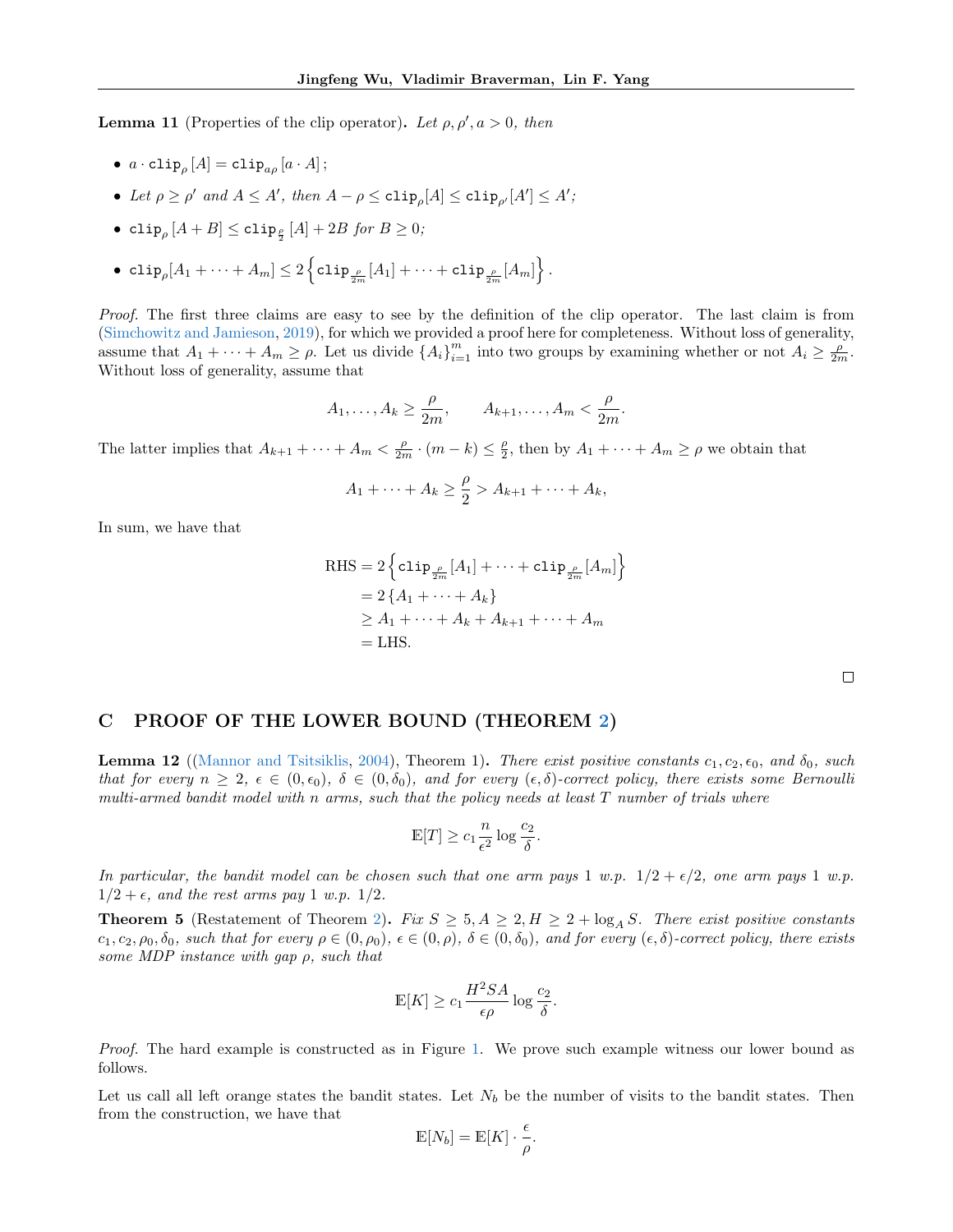**Lemma 11** (Properties of the clip operator)**.** *Let $\rho, \rho', a > 0$, then*

- $a \cdot \mathtt{clip}_\rho [A] = \mathtt{clip}_{a\rho} [a \cdot A]$;
- *Let $\rho \geq \rho'$ and $A \leq A'$, then $A - \rho \leq \mathtt{clip}_\rho[A] \leq \mathtt{clip}_{\rho'}[A'] \leq A'$;*
- $\mathtt{clip}_\rho [A + B] \leq \mathtt{clip}_{\frac{\rho}{2}} [A] + 2B$ *for $B \geq 0$;*
- $\mathtt{clip}_\rho[A_1 + \cdots + A_m] \leq 2 \left\{ \mathtt{clip}_{\frac{\rho}{2m}} [A_1] + \cdots + \mathtt{clip}_{\frac{\rho}{2m}} [A_m] \right\}$.

*Proof.* The first three claims are easy to see by the definition of the clip operator. The last claim is from (Simchowitz and Jamieson, 2019), for which we provided a proof here for completeness. Without loss of generality, assume that $A_1 + \cdots + A_m \geq \rho$. Let us divide $\{A_i\}_{i=1}^m$ into two groups by examining whether or not $A_i \geq \frac{\rho}{2m}$. Without loss of generality, assume that

$$A_1, \ldots, A_k \geq \frac{\rho}{2m}, \qquad A_{k+1}, \ldots, A_m < \frac{\rho}{2m}.$$

The latter implies that $A_{k+1} + \cdots + A_m < \frac{\rho}{2m} \cdot (m - k) \leq \frac{\rho}{2}$, then by $A_1 + \cdots + A_m \geq \rho$ we obtain that

$$A_1 + \cdots + A_k \geq \frac{\rho}{2} > A_{k+1} + \cdots + A_k,$$

In sum, we have that

$$\begin{aligned}
\text{RHS} &= 2 \left\{ \mathtt{clip}_{\frac{\rho}{2m}} [A_1] + \cdots + \mathtt{clip}_{\frac{\rho}{2m}} [A_m] \right\} \\
&= 2 \left\{ A_1 + \cdots + A_k \right\} \\
&\geq A_1 + \cdots + A_k + A_{k+1} + \cdots + A_m \\
&= \text{LHS}.
\end{aligned}$$

□

## C PROOF OF THE LOWER BOUND (THEOREM 2)

**Lemma 12** ((Mannor and Tsitsiklis, 2004), Theorem 1)**.** *There exist positive constants $c_1, c_2, \epsilon_0$, and $\delta_0$, such that for every $n \geq 2$, $\epsilon \in (0, \epsilon_0)$, $\delta \in (0, \delta_0)$, and for every $(\epsilon, \delta)$-correct policy, there exists some Bernoulli multi-armed bandit model with $n$ arms, such that the policy needs at least $T$ number of trials where*

$$\mathbb{E}[T] \geq c_1 \frac{n}{\epsilon^2} \log \frac{c_2}{\delta}.$$

*In particular, the bandit model can be chosen such that one arm pays 1 w.p. $1/2 + \epsilon/2$, one arm pays 1 w.p. $1/2 + \epsilon$, and the rest arms pay 1 w.p. $1/2$.*

**Theorem 5** (Restatement of Theorem 2)**.** *Fix $S \geq 5, A \geq 2, H \geq 2 + \log_A S$. There exist positive constants $c_1, c_2, \rho_0, \delta_0$, such that for every $\rho \in (0, \rho_0)$, $\epsilon \in (0, \rho)$, $\delta \in (0, \delta_0)$, and for every $(\epsilon, \delta)$-correct policy, there exists some MDP instance with gap $\rho$, such that*

$$\mathbb{E}[K] \geq c_1 \frac{H^2 SA}{\epsilon \rho} \log \frac{c_2}{\delta}.$$

*Proof.* The hard example is constructed as in Figure 1. We prove such example witness our lower bound as follows.

Let us call all left orange states the bandit states. Let $N_b$ be the number of visits to the bandit states. Then from the construction, we have that

$$\mathbb{E}[N_b] = \mathbb{E}[K] \cdot \frac{\epsilon}{\rho}.$$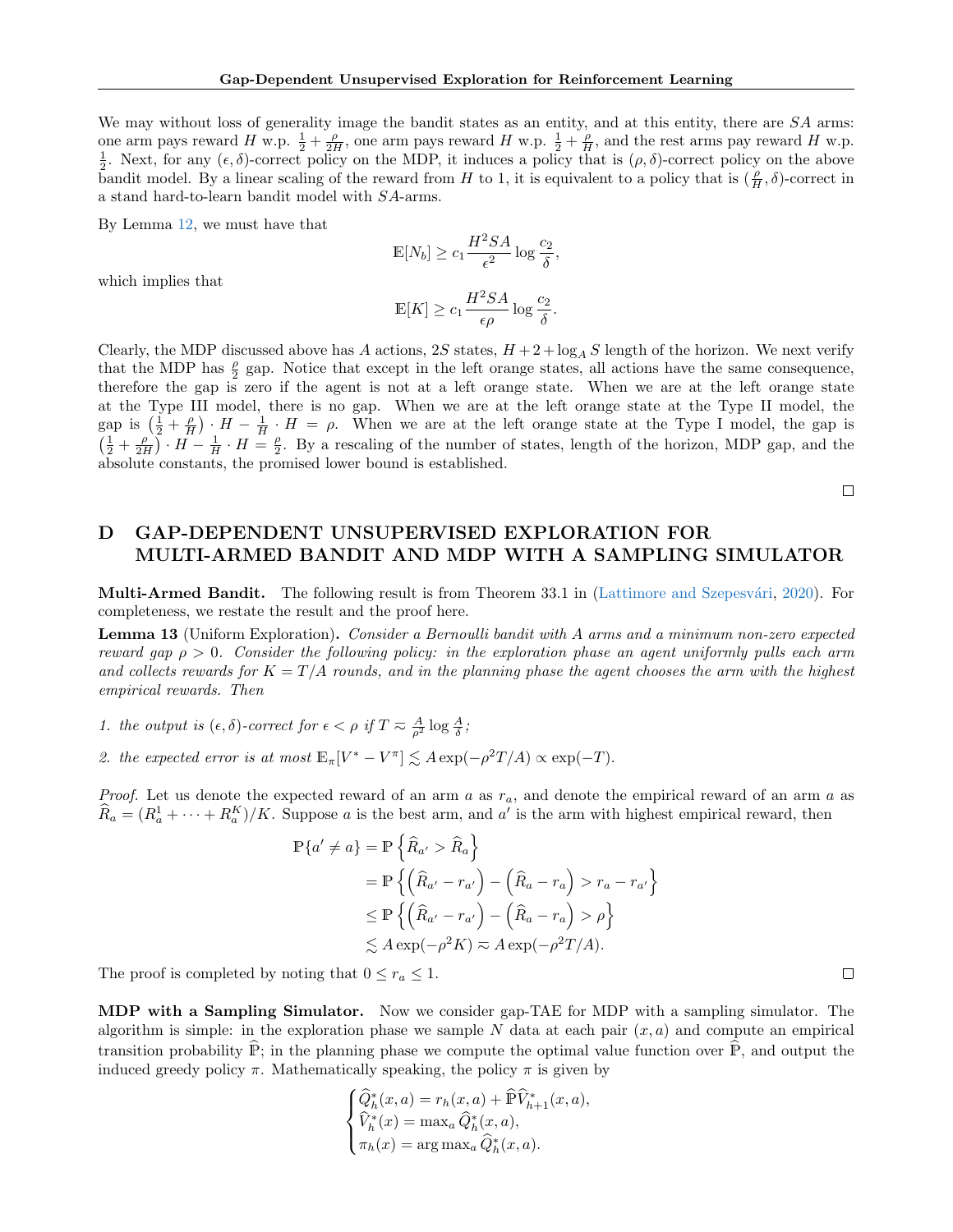We may without loss of generality image the bandit states as an entity, and at this entity, there are $SA$ arms: one arm pays reward $H$ w.p. $\frac{1}{2} + \frac{\rho}{2H}$, one arm pays reward $H$ w.p. $\frac{1}{2} + \frac{\rho}{H}$, and the rest arms pay reward $H$ w.p. $\frac{1}{2}$. Next, for any $(\epsilon, \delta)$-correct policy on the MDP, it induces a policy that is $(\rho, \delta)$-correct policy on the above bandit model. By a linear scaling of the reward from $H$ to 1, it is equivalent to a policy that is $(\frac{\rho}{H}, \delta)$-correct in a stand hard-to-learn bandit model with $SA$-arms.

By Lemma 12, we must have that

$$\mathbb{E}[N_b] \geq c_1 \frac{H^2 SA}{\epsilon^2} \log \frac{c_2}{\delta},$$

which implies that

$$\mathbb{E}[K] \geq c_1 \frac{H^2 SA}{\epsilon \rho} \log \frac{c_2}{\delta}.$$

Clearly, the MDP discussed above has $A$ actions, $2S$ states, $H + 2 + \log_A S$ length of the horizon. We next verify that the MDP has $\frac{\rho}{2}$ gap. Notice that except in the left orange states, all actions have the same consequence, therefore the gap is zero if the agent is not at a left orange state. When we are at the left orange state at the Type III model, there is no gap. When we are at the left orange state at the Type II model, the gap is $\left(\frac{1}{2} + \frac{\rho}{H}\right) \cdot H - \frac{1}{H} \cdot H = \rho$. When we are at the left orange state at the Type I model, the gap is $\left(\frac{1}{2} + \frac{\rho}{2H}\right) \cdot H - \frac{1}{H} \cdot H = \frac{\rho}{2}$. By a rescaling of the number of states, length of the horizon, MDP gap, and the absolute constants, the promised lower bound is established.

□

# D GAP-DEPENDENT UNSUPERVISED EXPLORATION FOR MULTI-ARMED BANDIT AND MDP WITH A SAMPLING SIMULATOR

**Multi-Armed Bandit.** The following result is from Theorem 33.1 in (Lattimore and Szepesvári, 2020). For completeness, we restate the result and the proof here.

**Lemma 13** (Uniform Exploration)**.** *Consider a Bernoulli bandit with $A$ arms and a minimum non-zero expected reward gap $\rho > 0$. Consider the following policy: in the exploration phase an agent uniformly pulls each arm and collects rewards for $K = T/A$ rounds, and in the planning phase the agent chooses the arm with the highest empirical rewards. Then*

1. *the output is $(\epsilon, \delta)$-correct for $\epsilon < \rho$ if $T \eqsim \frac{A}{\rho^2} \log \frac{A}{\delta}$;*
2. *the expected error is at most $\mathbb{E}_\pi[V^* - V^\pi] \lesssim A \exp(-\rho^2 T/A) \propto \exp(-T)$.*

*Proof.* Let us denote the expected reward of an arm $a$ as $r_a$, and denote the empirical reward of an arm $a$ as $\widehat{R}_a = (R_a^1 + \cdots + R_a^K)/K$. Suppose $a$ is the best arm, and $a'$ is the arm with highest empirical reward, then

$$\begin{aligned}
\mathbb{P}\{a' \neq a\} &= \mathbb{P}\left\{\widehat{R}_{a'} > \widehat{R}_a\right\} \\
&= \mathbb{P}\left\{\left(\widehat{R}_{a'} - r_{a'}\right) - \left(\widehat{R}_a - r_a\right) > r_a - r_{a'}\right\} \\
&\leq \mathbb{P}\left\{\left(\widehat{R}_{a'} - r_{a'}\right) - \left(\widehat{R}_a - r_a\right) > \rho\right\} \\
&\lesssim A \exp(-\rho^2 K) \eqsim A \exp(-\rho^2 T/A).
\end{aligned}$$

The proof is completed by noting that $0 \leq r_a \leq 1$. □

**MDP with a Sampling Simulator.** Now we consider gap-TAE for MDP with a sampling simulator. The algorithm is simple: in the exploration phase we sample $N$ data at each pair $(x, a)$ and compute an empirical transition probability $\widehat{\mathbb{P}}$; in the planning phase we compute the optimal value function over $\widehat{\mathbb{P}}$, and output the induced greedy policy $\pi$. Mathematically speaking, the policy $\pi$ is given by

$$\begin{cases}
\widehat{Q}_h^*(x, a) = r_h(x, a) + \widehat{\mathbb{P}} \widehat{V}_{h+1}^*(x, a), \\
\widehat{V}_h^*(x) = \max_a \widehat{Q}_h^*(x, a), \\
\pi_h(x) = \arg\max_a \widehat{Q}_h^*(x, a).
\end{cases}$$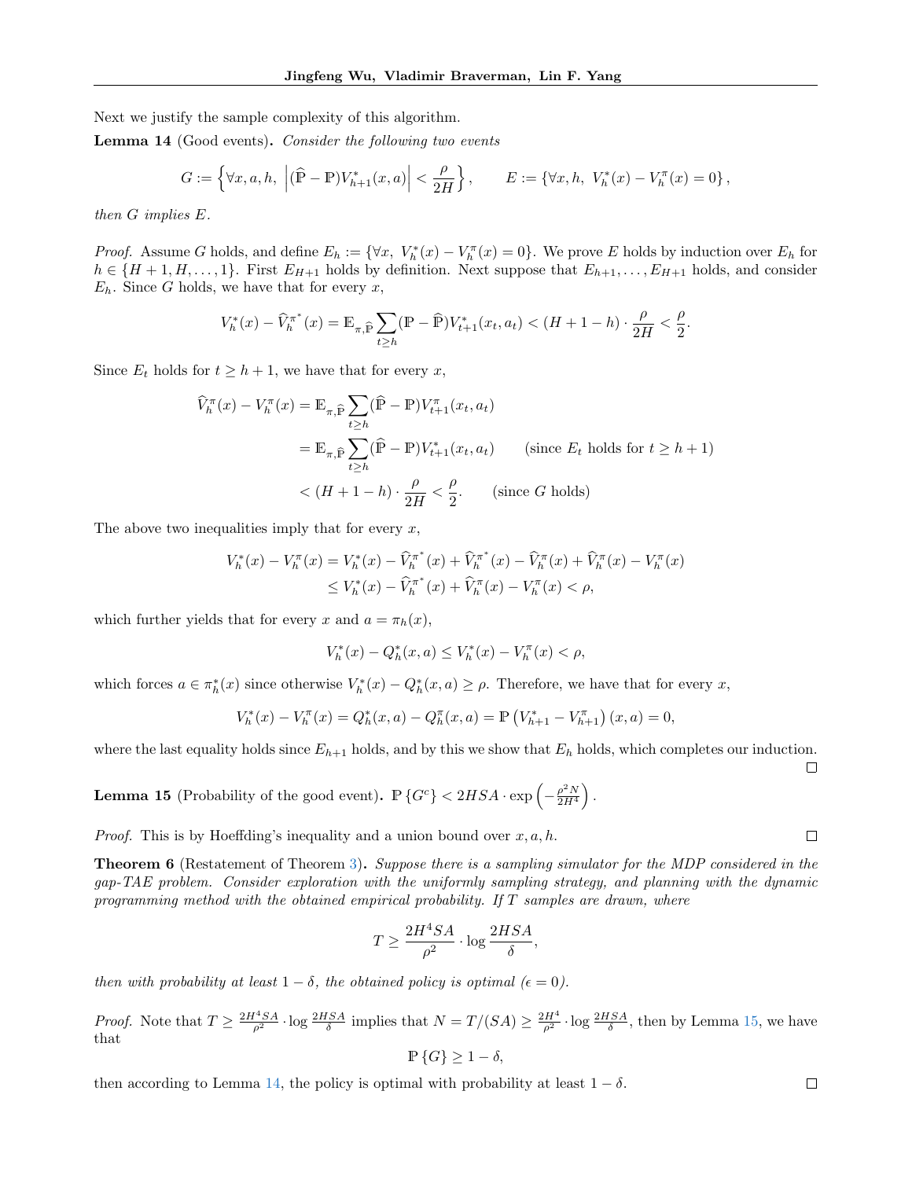Next we justify the sample complexity of this algorithm.

**Lemma 14** (Good events)**.** *Consider the following two events*

$$G := \left\{ \forall x, a, h,\ \left| (\widehat{\mathbb{P}} - \mathbb{P}) V^*_{h+1}(x,a) \right| < \frac{\rho}{2H} \right\}, \qquad E := \left\{ \forall x, h,\ V^*_h(x) - V^\pi_h(x) = 0 \right\},$$

*then $G$ implies $E$.*

*Proof.* Assume $G$ holds, and define $E_h := \{\forall x,\ V^*_h(x) - V^\pi_h(x) = 0\}$. We prove $E$ holds by induction over $E_h$ for $h \in \{H+1, H, \dots, 1\}$. First $E_{H+1}$ holds by definition. Next suppose that $E_{h+1}, \dots, E_{H+1}$ holds, and consider $E_h$. Since $G$ holds, we have that for every $x$,

$$V^*_h(x) - \widehat{V}^{\pi^*}_h(x) = \mathbb{E}_{\pi, \widehat{\mathbb{P}}} \sum_{t \ge h} (\mathbb{P} - \widehat{\mathbb{P}}) V^*_{t+1}(x_t, a_t) < (H + 1 - h) \cdot \frac{\rho}{2H} < \frac{\rho}{2}.$$

Since $E_t$ holds for $t \ge h+1$, we have that for every $x$,

$$\begin{aligned}
\widehat{V}^\pi_h(x) - V^\pi_h(x) &= \mathbb{E}_{\pi, \widehat{\mathbb{P}}} \sum_{t \ge h} (\widehat{\mathbb{P}} - \mathbb{P}) V^\pi_{t+1}(x_t, a_t) \\
&= \mathbb{E}_{\pi, \widehat{\mathbb{P}}} \sum_{t \ge h} (\widehat{\mathbb{P}} - \mathbb{P}) V^*_{t+1}(x_t, a_t) \qquad (\text{since } E_t \text{ holds for } t \ge h+1) \\
&< (H + 1 - h) \cdot \frac{\rho}{2H} < \frac{\rho}{2}. \qquad (\text{since } G \text{ holds})
\end{aligned}$$

The above two inequalities imply that for every $x$,

$$\begin{aligned}
V^*_h(x) - V^\pi_h(x) &= V^*_h(x) - \widehat{V}^{\pi^*}_h(x) + \widehat{V}^{\pi^*}_h(x) - \widehat{V}^\pi_h(x) + \widehat{V}^\pi_h(x) - V^\pi_h(x) \\
&\le V^*_h(x) - \widehat{V}^{\pi^*}_h(x) + \widehat{V}^\pi_h(x) - V^\pi_h(x) < \rho,
\end{aligned}$$

which further yields that for every $x$ and $a = \pi_h(x)$,

$$V^*_h(x) - Q^*_h(x,a) \le V^*_h(x) - V^\pi_h(x) < \rho,$$

which forces $a \in \pi^*_h(x)$ since otherwise $V^*_h(x) - Q^*_h(x,a) \ge \rho$. Therefore, we have that for every $x$,

$$V^*_h(x) - V^\pi_h(x) = Q^*_h(x,a) - Q^\pi_h(x,a) = \mathbb{P}\left( V^*_{h+1} - V^\pi_{h+1} \right)(x,a) = 0,$$

where the last equality holds since $E_{h+1}$ holds, and by this we show that $E_h$ holds, which completes our induction. ∎

**Lemma 15** (Probability of the good event)**.** $\mathbb{P}\{G^c\} < 2HSA \cdot \exp\left( -\frac{\rho^2 N}{2H^4} \right)$.

*Proof.* This is by Hoeffding's inequality and a union bound over $x, a, h$. ∎

**Theorem 6** (Restatement of Theorem 3)**.** *Suppose there is a sampling simulator for the MDP considered in the gap-TAE problem. Consider exploration with the uniformly sampling strategy, and planning with the dynamic programming method with the obtained empirical probability. If $T$ samples are drawn, where*

$$T \ge \frac{2H^4 SA}{\rho^2} \cdot \log \frac{2HSA}{\delta},$$

*then with probability at least $1 - \delta$, the obtained policy is optimal ($\epsilon = 0$).*

*Proof.* Note that $T \ge \frac{2H^4 SA}{\rho^2} \cdot \log \frac{2HSA}{\delta}$ implies that $N = T/(SA) \ge \frac{2H^4}{\rho^2} \cdot \log \frac{2HSA}{\delta}$, then by Lemma 15, we have that

$$\mathbb{P}\{G\} \ge 1 - \delta,$$

then according to Lemma 14, the policy is optimal with probability at least $1 - \delta$. ∎